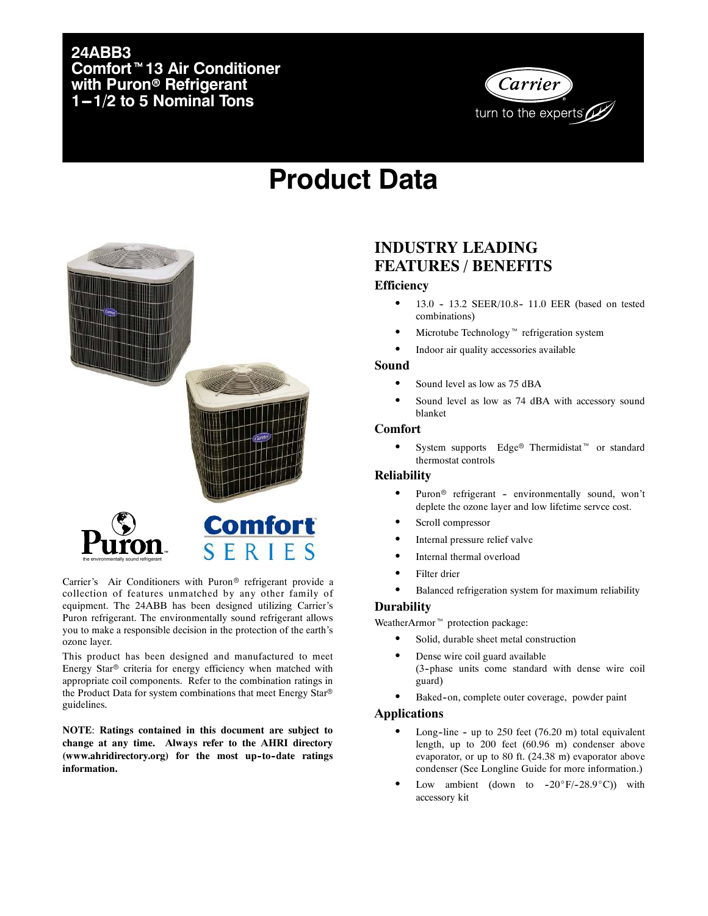# 24ABB3
# Comfort™ 13 Air Conditioner with Puron® Refrigerant 1–1/2 to 5 Nominal Tons

Carrier
turn to the experts

# Product Data

Puron
the environmentally sound refrigerant

Comfort SERIES

Carrier's Air Conditioners with Puron® refrigerant provide a collection of features unmatched by any other family of equipment. The 24ABB has been designed utilizing Carrier's Puron refrigerant. The environmentally sound refrigerant allows you to make a responsible decision in the protection of the earth's ozone layer.

This product has been designed and manufactured to meet Energy Star® criteria for energy efficiency when matched with appropriate coil components. Refer to the combination ratings in the Product Data for system combinations that meet Energy Star® guidelines.

**NOTE**: **Ratings contained in this document are subject to change at any time. Always refer to the AHRI directory (www.ahridirectory.org) for the most up-to-date ratings information.**

## INDUSTRY LEADING FEATURES / BENEFITS

### Efficiency

- 13.0 - 13.2 SEER/10.8- 11.0 EER (based on tested combinations)
- Microtube Technology™ refrigeration system
- Indoor air quality accessories available

### Sound

- Sound level as low as 75 dBA
- Sound level as low as 74 dBA with accessory sound blanket

### Comfort

- System supports Edge® Thermidistat™ or standard thermostat controls

### Reliability

- Puron® refrigerant - environmentally sound, won't deplete the ozone layer and low lifetime servce cost.
- Scroll compressor
- Internal pressure relief valve
- Internal thermal overload
- Filter drier
- Balanced refrigeration system for maximum reliability

### Durability

WeatherArmor™ protection package:

- Solid, durable sheet metal construction
- Dense wire coil guard available (3-phase units come standard with dense wire coil guard)
- Baked-on, complete outer coverage, powder paint

### Applications

- Long-line - up to 250 feet (76.20 m) total equivalent length, up to 200 feet (60.96 m) condenser above evaporator, or up to 80 ft. (24.38 m) evaporator above condenser (See Longline Guide for more information.)
- Low ambient (down to -20°F/-28.9°C)) with accessory kit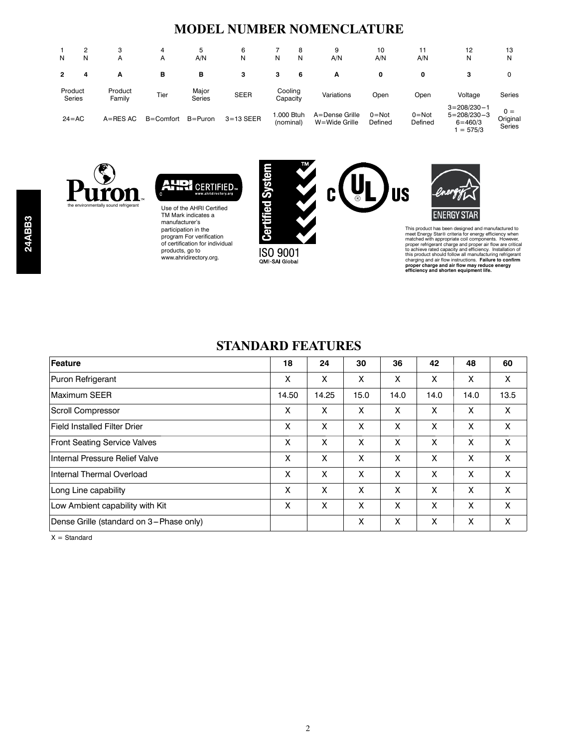## MODEL NUMBER NOMENCLATURE

| 1 | 2 | 3 | 4 | 5 | 6 | 7 | 8 | 9 | 10 | 11 | 12 | 13 |
|---|---|---|---|---|---|---|---|---|---|---|---|---|
| N | N | A | A | A/N | N | N | N | A/N | A/N | A/N | N | N |
| **2** | **4** | **A** | **B** | **B** | **3** | **3** | **6** | **A** | **0** | **0** | **3** | 0 |
| Product Series | | Product Family | Tier | Major Series | SEER | Cooling Capacity | | Variations | Open | Open | Voltage | Series |
| 24=AC | | A=RES AC | B=Comfort | B=Puron | 3=13 SEER | 1,000 Btuh (nominal) | | A=Dense Grille W=Wide Grille | 0=Not Defined | 0=Not Defined | 3=208/230−1 5=208/230−3 6=460/3 1 = 575/3 | 0 = Original Series |

Puron
the environmentally sound refrigerant

AHRI CERTIFIED www.ahridirectory.org

Use of the AHRI Certified TM Mark indicates a manufacturer's participation in the program For verification of certification for individual products, go to www.ahridirectory.org.

Certified System ISO 9001 QMI-SAI Global

c UL US

ENERGY STAR

This product has been designed and manufactured to meet Energy Star® criteria for energy efficiency when matched with appropriate coil components. However, proper refrigerant charge and proper air flow are critical to achieve rated capacity and efficiency. Installation of this product should follow all manufacturing refrigerant charging and air flow instructions. **Failure to confirm proper charge and air flow may reduce energy efficiency and shorten equipment life.**

## STANDARD FEATURES

| Feature | 18 | 24 | 30 | 36 | 42 | 48 | 60 |
|---|---|---|---|---|---|---|---|
| Puron Refrigerant | X | X | X | X | X | X | X |
| Maximum SEER | 14.50 | 14.25 | 15.0 | 14.0 | 14.0 | 14.0 | 13.5 |
| Scroll Compressor | X | X | X | X | X | X | X |
| Field Installed Filter Drier | X | X | X | X | X | X | X |
| Front Seating Service Valves | X | X | X | X | X | X | X |
| Internal Pressure Relief Valve | X | X | X | X | X | X | X |
| Internal Thermal Overload | X | X | X | X | X | X | X |
| Long Line capability | X | X | X | X | X | X | X |
| Low Ambient capability with Kit | X | X | X | X | X | X | X |
| Dense Grille (standard on 3−Phase only) | | | X | X | X | X | X |

X = Standard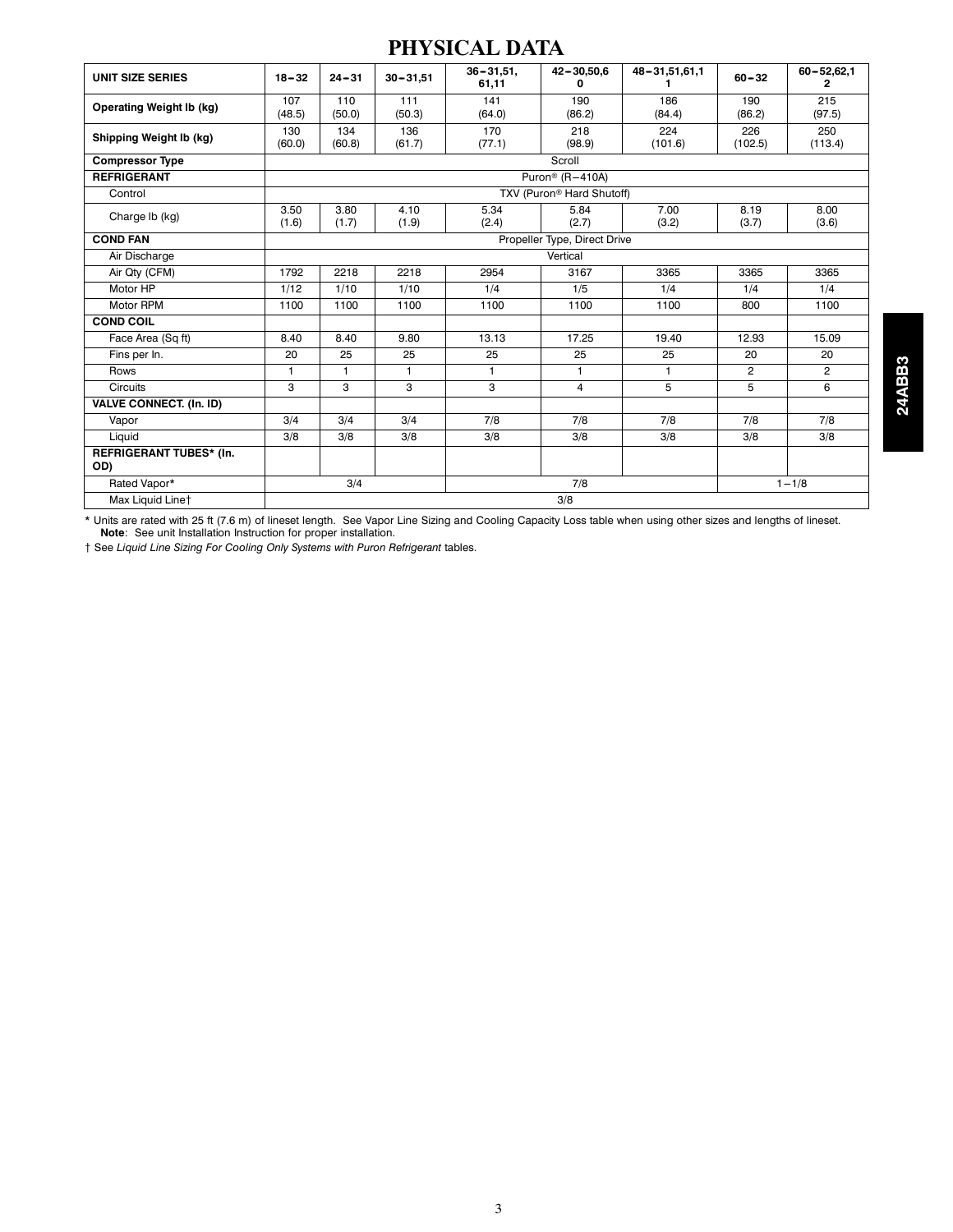# PHYSICAL DATA

| UNIT SIZE SERIES | 18−32 | 24−31 | 30−31,51 | 36−31,51, 61,11 | 42−30,50,60 | 48−31,51,61,11 | 60−32 | 60−52,62,12 |
|---|---|---|---|---|---|---|---|---|
| **Operating Weight lb (kg)** | 107 (48.5) | 110 (50.0) | 111 (50.3) | 141 (64.0) | 190 (86.2) | 186 (84.4) | 190 (86.2) | 215 (97.5) |
| **Shipping Weight lb (kg)** | 130 (60.0) | 134 (60.8) | 136 (61.7) | 170 (77.1) | 218 (98.9) | 224 (101.6) | 226 (102.5) | 250 (113.4) |
| **Compressor Type** | Scroll | | | | | | | |
| **REFRIGERANT** | Puron® (R−410A) | | | | | | | |
| Control | TXV (Puron® Hard Shutoff) | | | | | | | |
| Charge lb (kg) | 3.50 (1.6) | 3.80 (1.7) | 4.10 (1.9) | 5.34 (2.4) | 5.84 (2.7) | 7.00 (3.2) | 8.19 (3.7) | 8.00 (3.6) |
| **COND FAN** | Propeller Type, Direct Drive | | | | | | | |
| Air Discharge | Vertical | | | | | | | |
| Air Qty (CFM) | 1792 | 2218 | 2218 | 2954 | 3167 | 3365 | 3365 | 3365 |
| Motor HP | 1/12 | 1/10 | 1/10 | 1/4 | 1/5 | 1/4 | 1/4 | 1/4 |
| Motor RPM | 1100 | 1100 | 1100 | 1100 | 1100 | 1100 | 800 | 1100 |
| **COND COIL** | | | | | | | | |
| Face Area (Sq ft) | 8.40 | 8.40 | 9.80 | 13.13 | 17.25 | 19.40 | 12.93 | 15.09 |
| Fins per In. | 20 | 25 | 25 | 25 | 25 | 25 | 20 | 20 |
| Rows | 1 | 1 | 1 | 1 | 1 | 1 | 2 | 2 |
| Circuits | 3 | 3 | 3 | 3 | 4 | 5 | 5 | 6 |
| **VALVE CONNECT. (In. ID)** | | | | | | | | |
| Vapor | 3/4 | 3/4 | 3/4 | 7/8 | 7/8 | 7/8 | 7/8 | 7/8 |
| Liquid | 3/8 | 3/8 | 3/8 | 3/8 | 3/8 | 3/8 | 3/8 | 3/8 |
| **REFRIGERANT TUBES* (In. OD)** | | | | | | | | |
| Rated Vapor* | 3/4 | | | 7/8 | | | 1−1/8 | |
| Max Liquid Line† | 3/8 | | | | | | | |

* Units are rated with 25 ft (7.6 m) of lineset length. See Vapor Line Sizing and Cooling Capacity Loss table when using other sizes and lengths of lineset.
**Note**: See unit Installation Instruction for proper installation.

† See *Liquid Line Sizing For Cooling Only Systems with Puron Refrigerant* tables.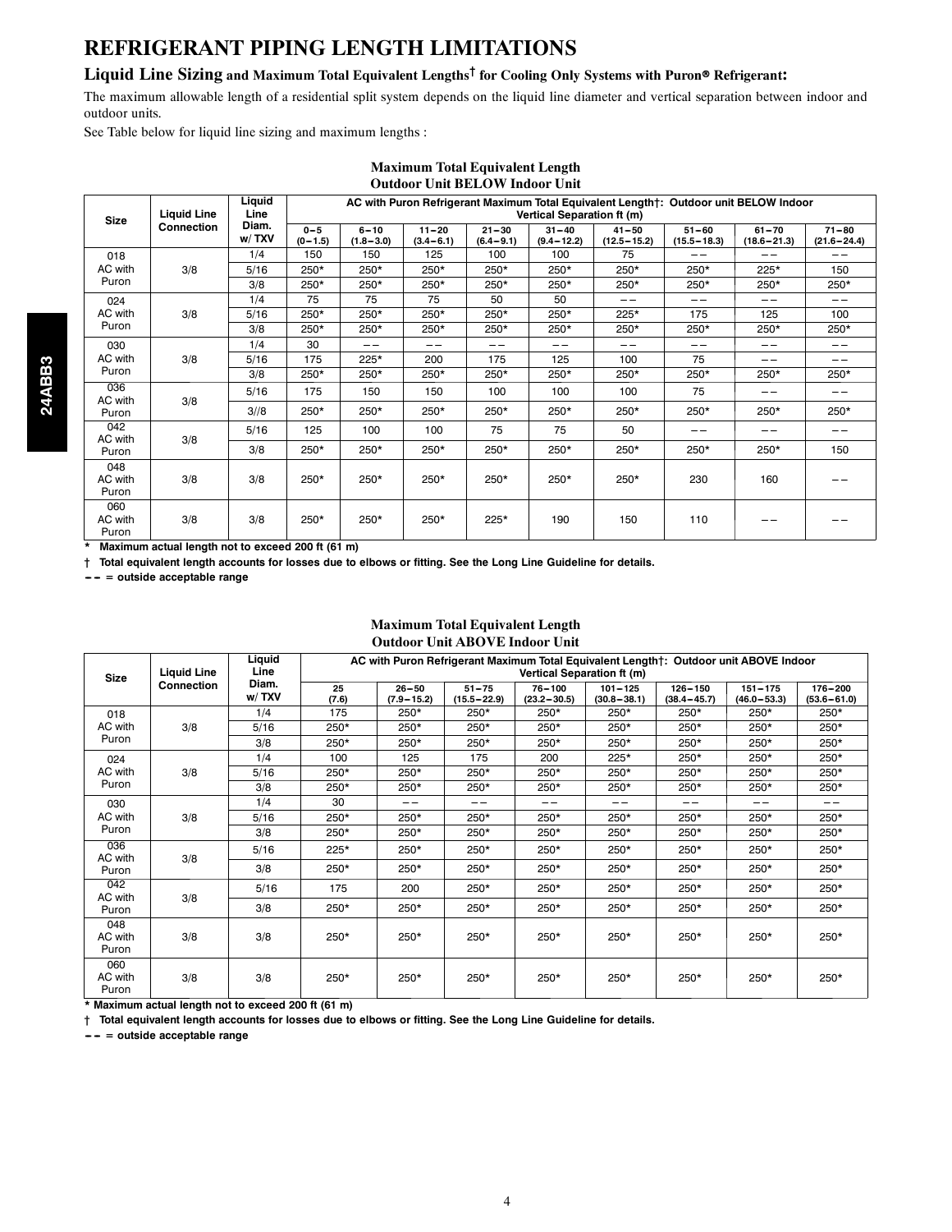# REFRIGERANT PIPING LENGTH LIMITATIONS

## Liquid Line Sizing and Maximum Total Equivalent Lengths† for Cooling Only Systems with Puron® Refrigerant:

The maximum allowable length of a residential split system depends on the liquid line diameter and vertical separation between indoor and outdoor units.

See Table below for liquid line sizing and maximum lengths :

### Maximum Total Equivalent Length Outdoor Unit BELOW Indoor Unit

| Size | Liquid Line Connection | Liquid Line Diam. w/ TXV | AC with Puron Refrigerant Maximum Total Equivalent Length†: Outdoor unit BELOW Indoor Vertical Separation ft (m) | | | | | | | | |
|---|---|---|---|---|---|---|---|---|---|---|---|
| | | | 0–5 (0–1.5) | 6–10 (1.8–3.0) | 11–20 (3.4–6.1) | 21–30 (6.4–9.1) | 31–40 (9.4–12.2) | 41–50 (12.5–15.2) | 51–60 (15.5–18.3) | 61–70 (18.6–21.3) | 71–80 (21.6–24.4) |
| 018 AC with Puron | 3/8 | 1/4 | 150 | 150 | 125 | 100 | 100 | 75 | – – | – – | – – |
| | | 5/16 | 250* | 250* | 250* | 250* | 250* | 250* | 250* | 225* | 150 |
| | | 3/8 | 250* | 250* | 250* | 250* | 250* | 250* | 250* | 250* | 250* |
| 024 AC with Puron | 3/8 | 1/4 | 75 | 75 | 75 | 50 | 50 | – – | – – | – – | – – |
| | | 5/16 | 250* | 250* | 250* | 250* | 250* | 225* | 175 | 125 | 100 |
| | | 3/8 | 250* | 250* | 250* | 250* | 250* | 250* | 250* | 250* | 250* |
| 030 AC with Puron | 3/8 | 1/4 | 30 | – – | – – | – – | – – | – – | – – | – – | – – |
| | | 5/16 | 175 | 225* | 200 | 175 | 125 | 100 | 75 | – – | – – |
| | | 3/8 | 250* | 250* | 250* | 250* | 250* | 250* | 250* | 250* | 250* |
| 036 AC with Puron | 3/8 | 5/16 | 175 | 150 | 150 | 100 | 100 | 100 | 75 | – – | – – |
| | | 3//8 | 250* | 250* | 250* | 250* | 250* | 250* | 250* | 250* | 250* |
| 042 AC with Puron | 3/8 | 5/16 | 125 | 100 | 100 | 75 | 75 | 50 | – – | – – | – – |
| | | 3/8 | 250* | 250* | 250* | 250* | 250* | 250* | 250* | 250* | 150 |
| 048 AC with Puron | 3/8 | 3/8 | 250* | 250* | 250* | 250* | 250* | 250* | 230 | 160 | – – |
| 060 AC with Puron | 3/8 | 3/8 | 250* | 250* | 250* | 225* | 190 | 150 | 110 | – – | – – |

\* Maximum actual length not to exceed 200 ft (61 m)

† Total equivalent length accounts for losses due to elbows or fitting. See the Long Line Guideline for details.

– – = outside acceptable range

### Maximum Total Equivalent Length Outdoor Unit ABOVE Indoor Unit

| Size | Liquid Line Connection | Liquid Line Diam. w/ TXV | AC with Puron Refrigerant Maximum Total Equivalent Length†: Outdoor unit ABOVE Indoor Vertical Separation ft (m) | | | | | | | |
|---|---|---|---|---|---|---|---|---|---|---|
| | | | 25 (7.6) | 26–50 (7.9–15.2) | 51–75 (15.5–22.9) | 76–100 (23.2–30.5) | 101–125 (30.8–38.1) | 126–150 (38.4–45.7) | 151–175 (46.0–53.3) | 176–200 (53.6–61.0) |
| 018 AC with Puron | 3/8 | 1/4 | 175 | 250* | 250* | 250* | 250* | 250* | 250* | 250* |
| | | 5/16 | 250* | 250* | 250* | 250* | 250* | 250* | 250* | 250* |
| | | 3/8 | 250* | 250* | 250* | 250* | 250* | 250* | 250* | 250* |
| 024 AC with Puron | 3/8 | 1/4 | 100 | 125 | 175 | 200 | 225* | 250* | 250* | 250* |
| | | 5/16 | 250* | 250* | 250* | 250* | 250* | 250* | 250* | 250* |
| | | 3/8 | 250* | 250* | 250* | 250* | 250* | 250* | 250* | 250* |
| 030 AC with Puron | 3/8 | 1/4 | 30 | – – | – – | – – | – – | – – | – – | – – |
| | | 5/16 | 250* | 250* | 250* | 250* | 250* | 250* | 250* | 250* |
| | | 3/8 | 250* | 250* | 250* | 250* | 250* | 250* | 250* | 250* |
| 036 AC with Puron | 3/8 | 5/16 | 225* | 250* | 250* | 250* | 250* | 250* | 250* | 250* |
| | | 3/8 | 250* | 250* | 250* | 250* | 250* | 250* | 250* | 250* |
| 042 AC with Puron | 3/8 | 5/16 | 175 | 200 | 250* | 250* | 250* | 250* | 250* | 250* |
| | | 3/8 | 250* | 250* | 250* | 250* | 250* | 250* | 250* | 250* |
| 048 AC with Puron | 3/8 | 3/8 | 250* | 250* | 250* | 250* | 250* | 250* | 250* | 250* |
| 060 AC with Puron | 3/8 | 3/8 | 250* | 250* | 250* | 250* | 250* | 250* | 250* | 250* |

\* Maximum actual length not to exceed 200 ft (61 m)

† Total equivalent length accounts for losses due to elbows or fitting. See the Long Line Guideline for details.

– – = outside acceptable range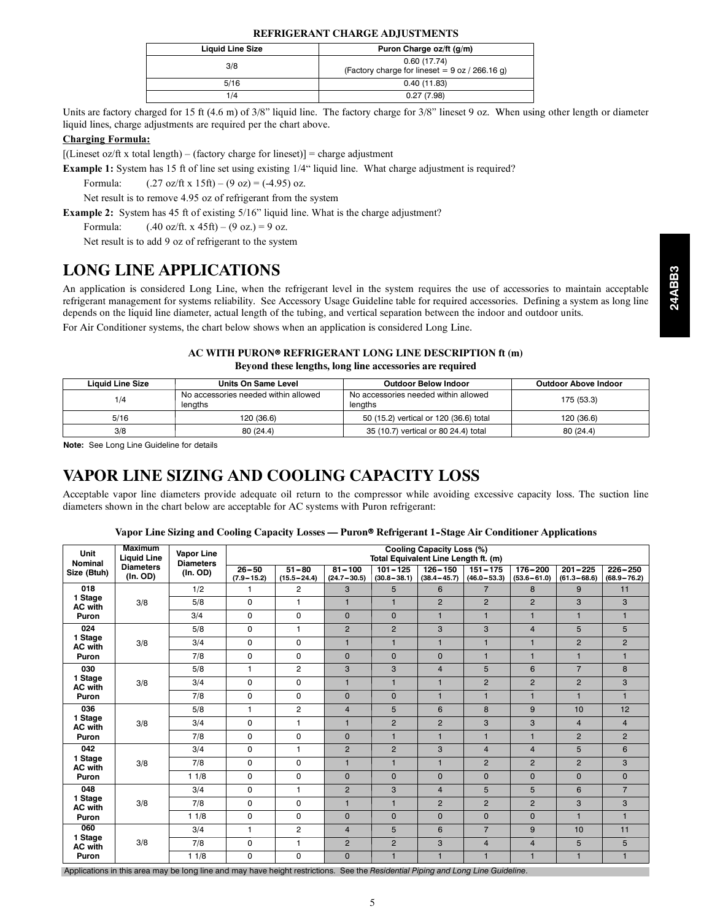**REFRIGERANT CHARGE ADJUSTMENTS**

| Liquid Line Size | Puron Charge oz/ft (g/m) |
|---|---|
| 3/8 | 0.60 (17.74) (Factory charge for lineset = 9 oz / 266.16 g) |
| 5/16 | 0.40 (11.83) |
| 1/4 | 0.27 (7.98) |

Units are factory charged for 15 ft (4.6 m) of 3/8" liquid line. The factory charge for 3/8" lineset 9 oz. When using other length or diameter liquid lines, charge adjustments are required per the chart above.

**Charging Formula:**

[(Lineset oz/ft x total length) – (factory charge for lineset)] = charge adjustment

**Example 1:** System has 15 ft of line set using existing 1/4" liquid line. What charge adjustment is required?

Formula: (.27 oz/ft x 15ft) – (9 oz) = (-4.95) oz.

Net result is to remove 4.95 oz of refrigerant from the system

**Example 2:** System has 45 ft of existing 5/16" liquid line. What is the charge adjustment?

Formula: (.40 oz/ft. x 45ft) – (9 oz.) = 9 oz.

Net result is to add 9 oz of refrigerant to the system

# LONG LINE APPLICATIONS

An application is considered Long Line, when the refrigerant level in the system requires the use of accessories to maintain acceptable refrigerant management for systems reliability. See Accessory Usage Guideline table for required accessories. Defining a system as long line depends on the liquid line diameter, actual length of the tubing, and vertical separation between the indoor and outdoor units.

For Air Conditioner systems, the chart below shows when an application is considered Long Line.

**AC WITH PURON® REFRIGERANT LONG LINE DESCRIPTION ft (m)**
**Beyond these lengths, long line accessories are required**

| Liquid Line Size | Units On Same Level | Outdoor Below Indoor | Outdoor Above Indoor |
|---|---|---|---|
| 1/4 | No accessories needed within allowed lengths | No accessories needed within allowed lengths | 175 (53.3) |
| 5/16 | 120 (36.6) | 50 (15.2) vertical or 120 (36.6) total | 120 (36.6) |
| 3/8 | 80 (24.4) | 35 (10.7) vertical or 80 24.4) total | 80 (24.4) |

**Note:** See Long Line Guideline for details

# VAPOR LINE SIZING AND COOLING CAPACITY LOSS

Acceptable vapor line diameters provide adequate oil return to the compressor while avoiding excessive capacity loss. The suction line diameters shown in the chart below are acceptable for AC systems with Puron refrigerant:

**Vapor Line Sizing and Cooling Capacity Losses — Puron® Refrigerant 1-Stage Air Conditioner Applications**

| Unit Nominal Size (Btuh) | Maximum Liquid Line Diameters (In. OD) | Vapor Line Diameters (In. OD) | Cooling Capacity Loss (%) Total Equivalent Line Length ft. (m) | | | | | | | | |
|---|---|---|---|---|---|---|---|---|---|---|---|
| | | | 26–50 (7.9–15.2) | 51–80 (15.5–24.4) | 81–100 (24.7–30.5) | 101–125 (30.8–38.1) | 126–150 (38.4–45.7) | 151–175 (46.0–53.3) | 176–200 (53.6–61.0) | 201–225 (61.3–68.6) | 226–250 (68.9–76.2) |
| 018 1 Stage AC with Puron | 3/8 | 1/2 | 1 | 2 | 3 | 5 | 6 | 7 | 8 | 9 | 11 |
| | | 5/8 | 0 | 1 | 1 | 1 | 2 | 2 | 2 | 3 | 3 |
| | | 3/4 | 0 | 0 | 0 | 0 | 1 | 1 | 1 | 1 | 1 |
| 024 1 Stage AC with Puron | 3/8 | 5/8 | 0 | 1 | 2 | 2 | 3 | 3 | 4 | 5 | 5 |
| | | 3/4 | 0 | 0 | 1 | 1 | 1 | 1 | 1 | 2 | 2 |
| | | 7/8 | 0 | 0 | 0 | 0 | 0 | 1 | 1 | 1 | 1 |
| 030 1 Stage AC with Puron | 3/8 | 5/8 | 1 | 2 | 3 | 3 | 4 | 5 | 6 | 7 | 8 |
| | | 3/4 | 0 | 0 | 1 | 1 | 1 | 2 | 2 | 2 | 3 |
| | | 7/8 | 0 | 0 | 0 | 0 | 1 | 1 | 1 | 1 | 1 |
| 036 1 Stage AC with Puron | 3/8 | 5/8 | 1 | 2 | 4 | 5 | 6 | 8 | 9 | 10 | 12 |
| | | 3/4 | 0 | 1 | 1 | 2 | 2 | 3 | 3 | 4 | 4 |
| | | 7/8 | 0 | 0 | 0 | 1 | 1 | 1 | 1 | 2 | 2 |
| 042 1 Stage AC with Puron | 3/8 | 3/4 | 0 | 1 | 2 | 2 | 3 | 4 | 4 | 5 | 6 |
| | | 7/8 | 0 | 0 | 1 | 1 | 1 | 2 | 2 | 2 | 3 |
| | | 1 1/8 | 0 | 0 | 0 | 0 | 0 | 0 | 0 | 0 | 0 |
| 048 1 Stage AC with Puron | 3/8 | 3/4 | 0 | 1 | 2 | 3 | 4 | 5 | 5 | 6 | 7 |
| | | 7/8 | 0 | 0 | 1 | 1 | 2 | 2 | 2 | 3 | 3 |
| | | 1 1/8 | 0 | 0 | 0 | 0 | 0 | 0 | 0 | 1 | 1 |
| 060 1 Stage AC with Puron | 3/8 | 3/4 | 1 | 2 | 4 | 5 | 6 | 7 | 9 | 10 | 11 |
| | | 7/8 | 0 | 1 | 2 | 2 | 3 | 4 | 4 | 5 | 5 |
| | | 1 1/8 | 0 | 0 | 0 | 1 | 1 | 1 | 1 | 1 | 1 |

Applications in this area may be long line and may have height restrictions. See the *Residential Piping and Long Line Guideline*.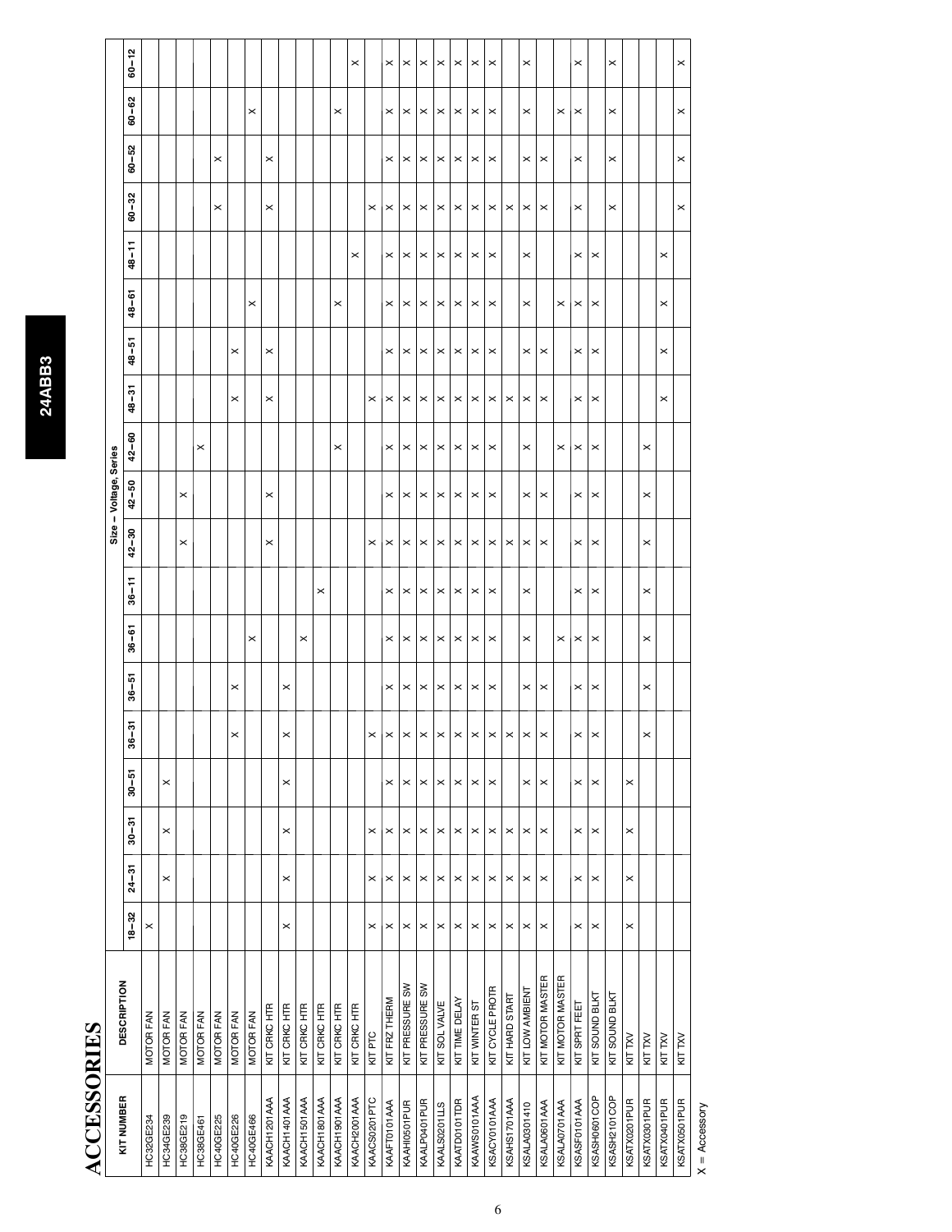# ACCESSORIES

| KIT NUMBER | DESCRIPTION | Size – Voltage, Series | | | | | | | | | | | | | | | | | | |
|---|---|---|---|---|---|---|---|---|---|---|---|---|---|---|---|---|---|---|---|---|
| | | 18–32 | 24–31 | 30–31 | 30–51 | 36–31 | 36–51 | 36–61 | 36–11 | 42–30 | 42–50 | 42–60 | 48–31 | 48–51 | 48–61 | 48–11 | 60–32 | 60–52 | 60–62 | 60–12 |
| HC32GE234 | MOTOR FAN | X | | | | | | | | | | | | | | | | | | |
| HC34GE239 | MOTOR FAN | | X | X | X | | | | | | | | | | | | | | | |
| HC38GE219 | MOTOR FAN | | | | | | | | | X | X | | | | | | | | | |
| HC38GE461 | MOTOR FAN | | | | | | | | | | | X | | | | | | | | |
| HC40GE225 | MOTOR FAN | | | | | | | | | | | | | | | | X | X | | |
| HC40GE226 | MOTOR FAN | | | | | X | X | | | | | | X | X | | | | | | |
| HC40GE466 | MOTOR FAN | | | | | | | X | | | | | | | X | | | | X | |
| KAACH1201AAA | KIT CRKC HTR | | | | | | | | | X | X | | X | X | | | X | X | | |
| KAACH1401AAA | KIT CRKC HTR | X | X | X | X | X | X | | | | | | | | | | | | | |
| KAACH1501AAA | KIT CRKC HTR | | | | | | | X | | | | | | | | | | | | |
| KAACH1801AAA | KIT CRKC HTR | | | | | | | | X | | | | | | | | | | | |
| KAACH1901AAA | KIT CRKC HTR | | | | | | | | | | | X | | | X | | | | X | |
| KAACH2001AAA | KIT CRKC HTR | | | | | | | | | | | | | | | X | | | | X |
| KAACS0201PTC | KIT PTC | X | X | X | | X | | | | X | | | X | | | | X | | | |
| KAAFT0101AAA | KIT FRZ THERM | X | X | X | X | X | X | X | X | X | X | X | X | X | X | X | X | X | X | X |
| KAAHI0501PUR | KIT PRESSURE SW | X | X | X | X | X | X | X | X | X | X | X | X | X | X | X | X | X | X | X |
| KAALP0401PUR | KIT PRESSURE SW | X | X | X | X | X | X | X | X | X | X | X | X | X | X | X | X | X | X | X |
| KAALS0201LLS | KIT SOL VALVE | X | X | X | X | X | X | X | X | X | X | X | X | X | X | X | X | X | X | X |
| KAATD0101TDR | KIT TIME DELAY | X | X | X | X | X | X | X | X | X | X | X | X | X | X | X | X | X | X | X |
| KAAWS0101AAA | KIT WINTER ST | X | X | X | X | X | X | X | X | X | X | X | X | X | X | X | X | X | X | X |
| KSACY0101AAA | KIT CYCLE PROTR | X | X | X | X | X | X | X | X | X | X | X | X | X | X | X | X | X | X | X |
| KSAHS1701AAA | KIT HARD START | X | X | X | | X | | | | X | | | X | | | | X | | | |
| KSALA0301410 | KIT LOW AMBIENT | X | X | X | X | X | X | X | X | X | X | X | X | X | X | X | X | X | X | X |
| KSALA0601AAA | KIT MOTOR MASTER | X | X | X | X | X | X | | | X | X | | X | X | | | X | X | | |
| KSALA0701AAA | KIT MOTOR MASTER | | | | | | | X | | | | X | | | X | | | | X | |
| KSASF0101AAA | KIT SPRT FEET | X | X | X | X | X | X | X | X | X | X | X | X | X | X | X | X | X | X | X |
| KSASH0601COP | KIT SOUND BLKT | X | X | X | X | X | X | X | X | X | X | X | X | X | X | X | | | | |
| KSASH2101COP | KIT SOUND BLKT | | | | | | | | | | | | | | | | X | X | X | X |
| KSATX0201PUR | KIT TXV | X | X | X | X | | | | | | | | | | | | | | | |
| KSATX0301PUR | KIT TXV | | | | | X | X | X | X | X | X | X | | | | | | | | |
| KSATX0401PUR | KIT TXV | | | | | | | | | | | | X | X | X | X | | | | |
| KSATX0501PUR | KIT TXV | | | | | | | | | | | | | | | | X | X | X | X |

X = Accessory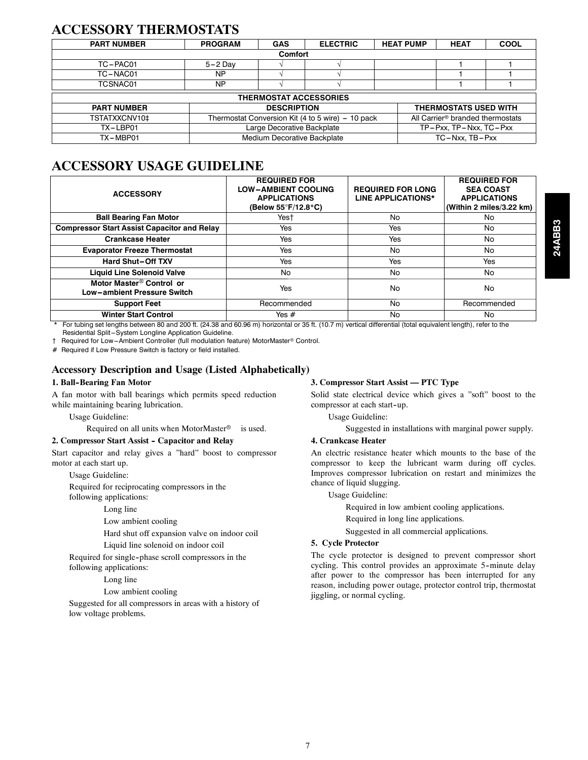## ACCESSORY THERMOSTATS

| PART NUMBER | PROGRAM | GAS | ELECTRIC | HEAT PUMP | HEAT | COOL |
|---|---|---|---|---|---|---|
| Comfort | | | | | | |
| TC−PAC01 | 5−2 Day | √ | √ | | 1 | 1 |
| TC−NAC01 | NP | √ | √ | | 1 | 1 |
| TCSNAC01 | NP | √ | √ | | 1 | 1 |

| THERMOSTAT ACCESSORIES | | |
|---|---|---|
| PART NUMBER | DESCRIPTION | THERMOSTATS USED WITH |
| TSTATXXCNV10‡ | Thermostat Conversion Kit (4 to 5 wire) − 10 pack | All Carrier® branded thermostats |
| TX−LBP01 | Large Decorative Backplate | TP−Pxx, TP−Nxx, TC−Pxx |
| TX−MBP01 | Medium Decorative Backplate | TC−Nxx, TB−Pxx |

## ACCESSORY USAGE GUIDELINE

| ACCESSORY | REQUIRED FOR LOW−AMBIENT COOLING APPLICATIONS (Below 55°F/12.8°C) | REQUIRED FOR LONG LINE APPLICATIONS* | REQUIRED FOR SEA COAST APPLICATIONS (Within 2 miles/3.22 km) |
|---|---|---|---|
| Ball Bearing Fan Motor | Yes† | No | No |
| Compressor Start Assist Capacitor and Relay | Yes | Yes | No |
| Crankcase Heater | Yes | Yes | No |
| Evaporator Freeze Thermostat | Yes | No | No |
| Hard Shut−Off TXV | Yes | Yes | Yes |
| Liquid Line Solenoid Valve | No | No | No |
| Motor Master® Control or Low−ambient Pressure Switch | Yes | No | No |
| Support Feet | Recommended | No | Recommended |
| Winter Start Control | Yes # | No | No |

\* For tubing set lengths between 80 and 200 ft. (24.38 and 60.96 m) horizontal or 35 ft. (10.7 m) vertical differential (total equivalent length), refer to the Residential Split−System Longline Application Guideline.

† Required for Low−Ambient Controller (full modulation feature) MotorMaster® Control.

\# Required if Low Pressure Switch is factory or field installed.

### Accessory Description and Usage (Listed Alphabetically)

**1. Ball-Bearing Fan Motor**

A fan motor with ball bearings which permits speed reduction while maintaining bearing lubrication.

Usage Guideline:

Required on all units when MotorMaster® is used.

**2. Compressor Start Assist - Capacitor and Relay**

Start capacitor and relay gives a "hard" boost to compressor motor at each start up.

Usage Guideline:

Required for reciprocating compressors in the following applications:

- Long line
- Low ambient cooling
- Hard shut off expansion valve on indoor coil
- Liquid line solenoid on indoor coil

Required for single-phase scroll compressors in the following applications:

- Long line
- Low ambient cooling

Suggested for all compressors in areas with a history of low voltage problems.

**3. Compressor Start Assist — PTC Type**

Solid state electrical device which gives a "soft" boost to the compressor at each start-up.

Usage Guideline:

Suggested in installations with marginal power supply.

**4. Crankcase Heater**

An electric resistance heater which mounts to the base of the compressor to keep the lubricant warm during off cycles. Improves compressor lubrication on restart and minimizes the chance of liquid slugging.

Usage Guideline:

Required in low ambient cooling applications.

Required in long line applications.

Suggested in all commercial applications.

**5. Cycle Protector**

The cycle protector is designed to prevent compressor short cycling. This control provides an approximate 5-minute delay after power to the compressor has been interrupted for any reason, including power outage, protector control trip, thermostat jiggling, or normal cycling.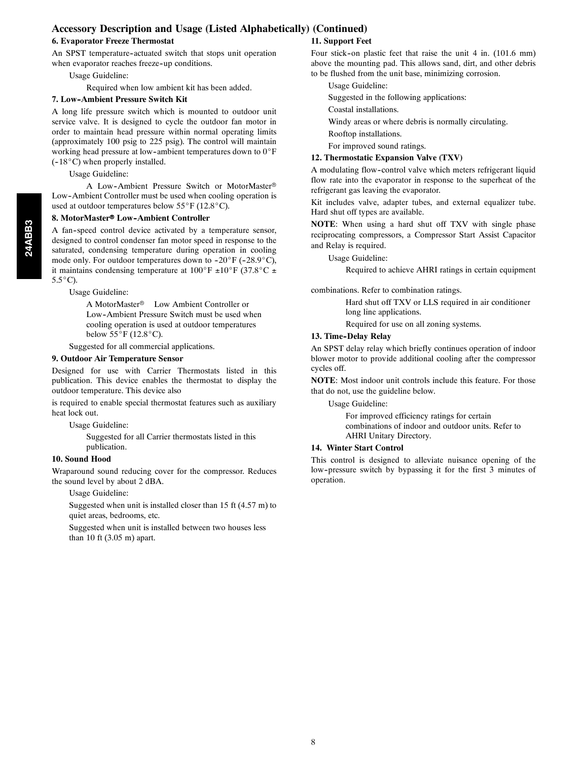## Accessory Description and Usage (Listed Alphabetically) (Continued)

### 6. Evaporator Freeze Thermostat

An SPST temperature-actuated switch that stops unit operation when evaporator reaches freeze-up conditions.

Usage Guideline:

Required when low ambient kit has been added.

### 7. Low-Ambient Pressure Switch Kit

A long life pressure switch which is mounted to outdoor unit service valve. It is designed to cycle the outdoor fan motor in order to maintain head pressure within normal operating limits (approximately 100 psig to 225 psig). The control will maintain working head pressure at low-ambient temperatures down to 0°F (-18°C) when properly installed.

Usage Guideline:

A Low-Ambient Pressure Switch or MotorMaster® Low-Ambient Controller must be used when cooling operation is used at outdoor temperatures below 55°F (12.8°C).

### 8. MotorMaster® Low-Ambient Controller

A fan-speed control device activated by a temperature sensor, designed to control condenser fan motor speed in response to the saturated, condensing temperature during operation in cooling mode only. For outdoor temperatures down to -20°F (-28.9°C), it maintains condensing temperature at 100°F ±10°F (37.8°C ± 5.5°C).

Usage Guideline:

A MotorMaster® Low Ambient Controller or Low-Ambient Pressure Switch must be used when cooling operation is used at outdoor temperatures below 55°F (12.8°C).

Suggested for all commercial applications.

### 9. Outdoor Air Temperature Sensor

Designed for use with Carrier Thermostats listed in this publication. This device enables the thermostat to display the outdoor temperature. This device also is required to enable special thermostat features such as auxiliary heat lock out.

Usage Guideline:

Suggested for all Carrier thermostats listed in this publication.

### 10. Sound Hood

Wraparound sound reducing cover for the compressor. Reduces the sound level by about 2 dBA.

Usage Guideline:

Suggested when unit is installed closer than 15 ft (4.57 m) to quiet areas, bedrooms, etc.

Suggested when unit is installed between two houses less than 10 ft (3.05 m) apart.

### 11. Support Feet

Four stick-on plastic feet that raise the unit 4 in. (101.6 mm) above the mounting pad. This allows sand, dirt, and other debris to be flushed from the unit base, minimizing corrosion.

Usage Guideline:

Suggested in the following applications:

Coastal installations.

Windy areas or where debris is normally circulating.

Rooftop installations.

For improved sound ratings.

### 12. Thermostatic Expansion Valve (TXV)

A modulating flow-control valve which meters refrigerant liquid flow rate into the evaporator in response to the superheat of the refrigerant gas leaving the evaporator.

Kit includes valve, adapter tubes, and external equalizer tube. Hard shut off types are available.

**NOTE**: When using a hard shut off TXV with single phase reciprocating compressors, a Compressor Start Assist Capacitor and Relay is required.

Usage Guideline:

Required to achieve AHRI ratings in certain equipment combinations. Refer to combination ratings.

Hard shut off TXV or LLS required in air conditioner long line applications.

Required for use on all zoning systems.

### 13. Time-Delay Relay

An SPST delay relay which briefly continues operation of indoor blower motor to provide additional cooling after the compressor cycles off.

**NOTE**: Most indoor unit controls include this feature. For those that do not, use the guideline below.

Usage Guideline:

For improved efficiency ratings for certain combinations of indoor and outdoor units. Refer to AHRI Unitary Directory.

### 14. Winter Start Control

This control is designed to alleviate nuisance opening of the low-pressure switch by bypassing it for the first 3 minutes of operation.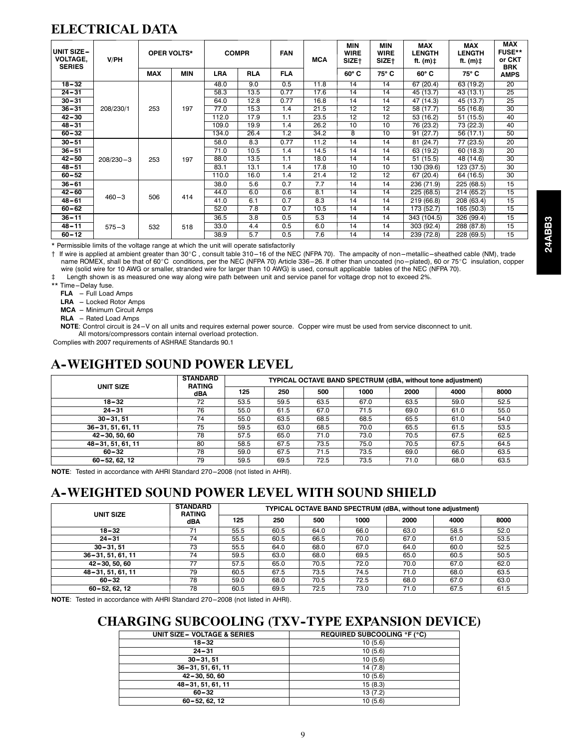## ELECTRICAL DATA

| UNIT SIZE− VOLTAGE, SERIES | V/PH | OPER VOLTS* | | COMPR | | FAN | MCA | MIN WIRE SIZE† | MIN WIRE SIZE† | MAX LENGTH ft. (m)‡ | MAX LENGTH ft. (m)‡ | MAX FUSE** or CKT BRK AMPS |
|---|---|---|---|---|---|---|---|---|---|---|---|---|
| | | MAX | MIN | LRA | RLA | FLA | | 60° C | 75° C | 60° C | 75° C | |
| 18−32 | 208/230/1 | 253 | 197 | 48.0 | 9.0 | 0.5 | 11.8 | 14 | 14 | 67 (20.4) | 63 (19.2) | 20 |
| 24−31 | | | | 58.3 | 13.5 | 0.77 | 17.6 | 14 | 14 | 45 (13.7) | 43 (13.1) | 25 |
| 30−31 | | | | 64.0 | 12.8 | 0.77 | 16.8 | 14 | 14 | 47 (14.3) | 45 (13.7) | 25 |
| 36−31 | | | | 77.0 | 15.3 | 1.4 | 21.5 | 12 | 12 | 58 (17.7) | 55 (16.8) | 30 |
| 42−30 | | | | 112.0 | 17.9 | 1.1 | 23.5 | 12 | 12 | 53 (16.2) | 51 (15.5) | 40 |
| 48−31 | | | | 109.0 | 19.9 | 1.4 | 26.2 | 10 | 10 | 76 (23.2) | 73 (22.3) | 40 |
| 60−32 | | | | 134.0 | 26.4 | 1.2 | 34.2 | 8 | 10 | 91 (27.7) | 56 (17.1) | 50 |
| 30−51 | 208/230−3 | 253 | 197 | 58.0 | 8.3 | 0.77 | 11.2 | 14 | 14 | 81 (24.7) | 77 (23.5) | 20 |
| 36−51 | | | | 71.0 | 10.5 | 1.4 | 14.5 | 14 | 14 | 63 (19.2) | 60 (18.3) | 20 |
| 42−50 | | | | 88.0 | 13.5 | 1.1 | 18.0 | 14 | 14 | 51 (15.5) | 48 (14.6) | 30 |
| 48−51 | | | | 83.1 | 13.1 | 1.4 | 17.8 | 10 | 10 | 130 (39.6) | 123 (37.5) | 30 |
| 60−52 | | | | 110.0 | 16.0 | 1.4 | 21.4 | 12 | 12 | 67 (20.4) | 64 (16.5) | 30 |
| 36−61 | 460−3 | 506 | 414 | 38.0 | 5.6 | 0.7 | 7.7 | 14 | 14 | 236 (71.9) | 225 (68.5) | 15 |
| 42−60 | | | | 44.0 | 6.0 | 0.6 | 8.1 | 14 | 14 | 225 (68.5) | 214 (65.2) | 15 |
| 48−61 | | | | 41.0 | 6.1 | 0.7 | 8.3 | 14 | 14 | 219 (66.8) | 208 (63.4) | 15 |
| 60−62 | | | | 52.0 | 7.8 | 0.7 | 10.5 | 14 | 14 | 173 (52.7) | 165 (50.3) | 15 |
| 36−11 | 575−3 | 532 | 518 | 36.5 | 3.8 | 0.5 | 5.3 | 14 | 14 | 343 (104.5) | 326 (99.4) | 15 |
| 48−11 | | | | 33.0 | 4.4 | 0.5 | 6.0 | 14 | 14 | 303 (92.4) | 288 (87.8) | 15 |
| 60−12 | | | | 38.9 | 5.7 | 0.5 | 7.6 | 14 | 14 | 239 (72.8) | 228 (69.5) | 15 |

* Permissible limits of the voltage range at which the unit will operate satisfactorily

† If wire is applied at ambient greater than 30°C , consult table 310−16 of the NEC (NFPA 70). The ampacity of non−metallic−sheathed cable (NM), trade name ROMEX, shall be that of 60°C conditions, per the NEC (NFPA 70) Article 336−26. If other than uncoated (no−plated), 60 or 75°C insulation, copper wire (solid wire for 10 AWG or smaller, stranded wire for larger than 10 AWG) is used, consult applicable tables of the NEC (NFPA 70).

‡ Length shown is as measured one way along wire path between unit and service panel for voltage drop not to exceed 2%.

** Time−Delay fuse.

**FLA** – Full Load Amps

**LRA** – Locked Rotor Amps

**MCA** – Minimum Circuit Amps

**RLA** – Rated Load Amps

**NOTE**: Control circuit is 24−V on all units and requires external power source. Copper wire must be used from service disconnect to unit. All motors/compressors contain internal overload protection.

Complies with 2007 requirements of ASHRAE Standards 90.1

## A-WEIGHTED SOUND POWER LEVEL

| UNIT SIZE | STANDARD RATING dBA | TYPICAL OCTAVE BAND SPECTRUM (dBA, without tone adjustment) | | | | | | |
|---|---|---|---|---|---|---|---|---|
| | | 125 | 250 | 500 | 1000 | 2000 | 4000 | 8000 |
| 18−32 | 72 | 53.5 | 59.5 | 63.5 | 67.0 | 63.5 | 59.0 | 52.5 |
| 24−31 | 76 | 55.0 | 61.5 | 67.0 | 71.5 | 69.0 | 61.0 | 55.0 |
| 30−31, 51 | 74 | 55.0 | 63.5 | 68.5 | 68.5 | 65.5 | 61.0 | 54.0 |
| 36−31, 51, 61, 11 | 75 | 59.5 | 63.0 | 68.5 | 70.0 | 65.5 | 61.5 | 53.5 |
| 42−30, 50, 60 | 78 | 57.5 | 65.0 | 71.0 | 73.0 | 70.5 | 67.5 | 62.5 |
| 48−31, 51, 61, 11 | 80 | 58.5 | 67.5 | 73.5 | 75.0 | 70.5 | 67.5 | 64.5 |
| 60−32 | 78 | 59.0 | 67.5 | 71.5 | 73.5 | 69.0 | 66.0 | 63.5 |
| 60−52, 62, 12 | 79 | 59.5 | 69.5 | 72.5 | 73.5 | 71.0 | 68.0 | 63.5 |

**NOTE**: Tested in accordance with AHRI Standard 270−2008 (not listed in AHRI).

## A-WEIGHTED SOUND POWER LEVEL WITH SOUND SHIELD

| UNIT SIZE | STANDARD RATING dBA | TYPICAL OCTAVE BAND SPECTRUM (dBA, without tone adjustment) | | | | | | |
|---|---|---|---|---|---|---|---|---|
| | | 125 | 250 | 500 | 1000 | 2000 | 4000 | 8000 |
| 18−32 | 71 | 55.5 | 60.5 | 64.0 | 66.0 | 63.0 | 58.5 | 52.0 |
| 24−31 | 74 | 55.5 | 60.5 | 66.5 | 70.0 | 67.0 | 61.0 | 53.5 |
| 30−31, 51 | 73 | 55.5 | 64.0 | 68.0 | 67.0 | 64.0 | 60.0 | 52.5 |
| 36−31, 51, 61, 11 | 74 | 59.5 | 63.0 | 68.0 | 69.5 | 65.0 | 60.5 | 50.5 |
| 42−30, 50, 60 | 77 | 57.5 | 65.0 | 70.5 | 72.0 | 70.0 | 67.0 | 62.0 |
| 48−31, 51, 61, 11 | 79 | 60.5 | 67.5 | 73.5 | 74.5 | 71.0 | 68.0 | 63.5 |
| 60−32 | 78 | 59.0 | 68.0 | 70.5 | 72.5 | 68.0 | 67.0 | 63.0 |
| 60−52, 62, 12 | 78 | 60.5 | 69.5 | 72.5 | 73.0 | 71.0 | 67.5 | 61.5 |

**NOTE**: Tested in accordance with AHRI Standard 270−2008 (not listed in AHRI).

## CHARGING SUBCOOLING (TXV-TYPE EXPANSION DEVICE)

| UNIT SIZE− VOLTAGE & SERIES | REQUIRED SUBCOOLING °F (°C) |
|---|---|
| 18−32 | 10 (5.6) |
| 24−31 | 10 (5.6) |
| 30−31, 51 | 10 (5.6) |
| 36−31, 51, 61, 11 | 14 (7.8) |
| 42−30, 50, 60 | 10 (5.6) |
| 48−31, 51, 61, 11 | 15 (8.3) |
| 60−32 | 13 (7.2) |
| 60−52, 62, 12 | 10 (5.6) |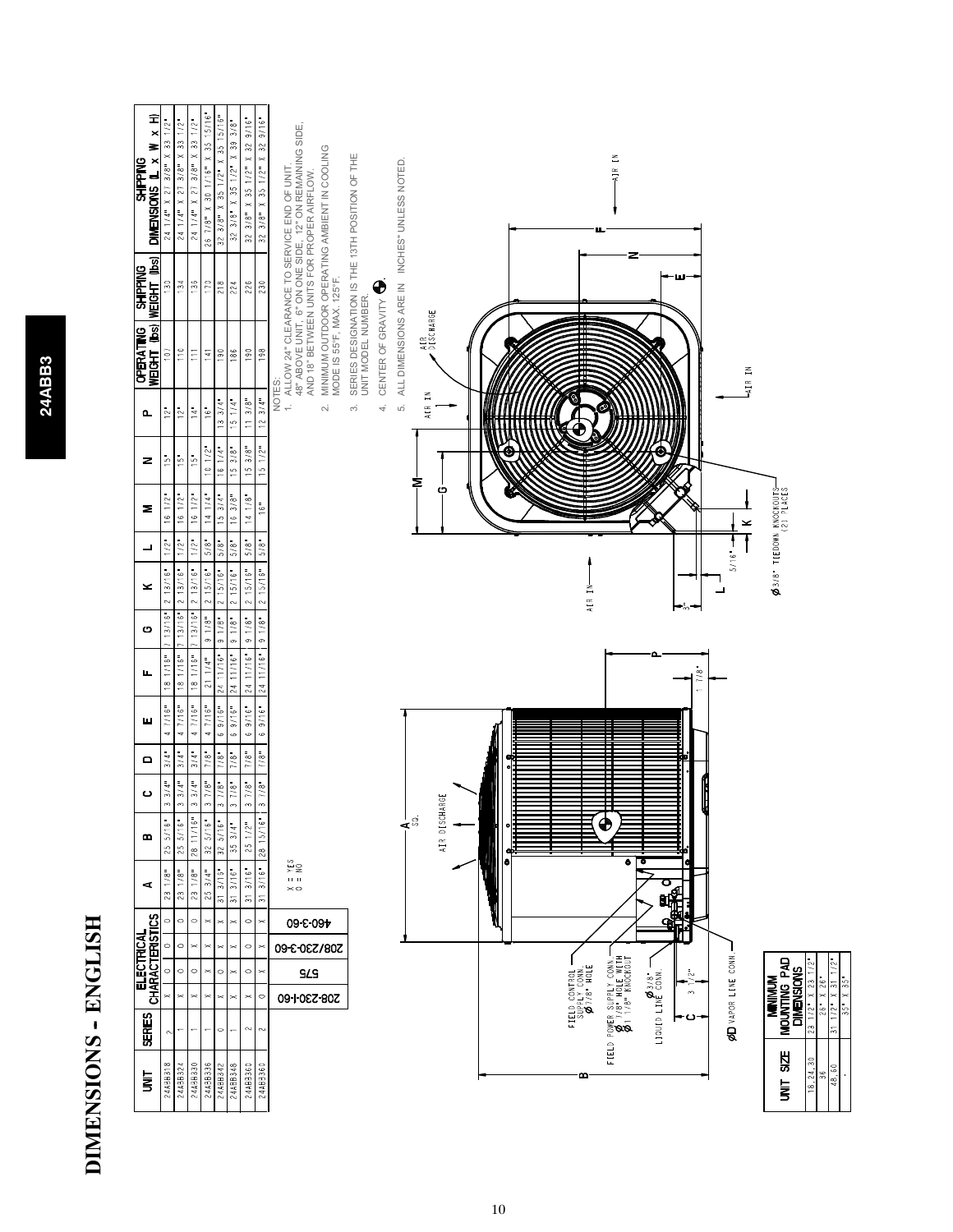# DIMENSIONS - ENGLISH

24ABB3

| UNIT | SERIES | ELECTRICAL CHARACTERISTICS 208-230-1-60 | 575 | 208/230-3-60 | 460-3-60 | A | B | C | D | E | F | G | K | L | M | N | P | OPERATING WEIGHT (lbs) | SHIPPING WEIGHT (lbs) | SHIPPING DIMENSIONS (L x W x H) |
|---|---|---|---|---|---|---|---|---|---|---|---|---|---|---|---|---|---|---|---|---|
| 24ABB318 | 2 | X | O | O | O | 23 1/8" | 25 5/16" | 3 3/4" | 3/4" | 4 7/16" | 18 1/16" | 7 13/16" | 2 13/16" | 1/2" | 16 1/2" | 15" | 12" | 107 | 130 | 24 1/4" X 27 3/8" X 33 1/2" |
| 24ABB324 | 1 | X | O | O | O | 23 1/8" | 25 5/16" | 3 3/4" | 3/4" | 4 7/16" | 18 1/16" | 7 13/16" | 2 13/16" | 1/2" | 16 1/2" | 15" | 12" | 110 | 134 | 24 1/4" X 27 3/8" X 33 1/2" |
| 24ABB330 | 1 | X | O | X | O | 23 1/8" | 28 11/16" | 3 3/4" | 3/4" | 4 7/16" | 18 1/16" | 7 13/16" | 2 13/16" | 1/2" | 16 1/2" | 15" | 14" | 111 | 135 | 24 1/4" X 27 3/8" X 33 1/2" |
| 24ABB336 | 1 | X | X | X | X | 25 3/4" | 32 5/16" | 3 7/8" | 7/8" | 4 7/16" | 21 1/4" | 9 1/8" | 2 15/16" | 5/8" | 14 1/4" | 10 1/2" | 16" | 141 | 170 | 26 7/8" X 30 1/16" X 35 15/16" |
| 24ABB342 | 0 | X | O | X | X | 31 3/16" | 32 5/16" | 3 7/8" | 7/8" | 6 9/16" | 24 11/16" | 9 1/8" | 2 15/16" | 5/8" | 15 3/4" | 16 1/4" | 13 3/4" | 190 | 218 | 32 3/8" X 35 1/2" X 35 15/16" |
| 24ABB348 | 1 | X | X | X | X | 31 3/16" | 35 3/4" | 3 7/8" | 7/8" | 6 9/16" | 24 11/16" | 9 1/8" | 2 15/16" | 5/8" | 16 3/8" | 15 3/8" | 15 1/4" | 186 | 224 | 32 3/8" X 35 1/2" X 39 3/8" |
| 24ABB360 | 2 | X | O | O | O | 31 3/16" | 25 1/2" | 3 7/8" | 7/8" | 6 9/16" | 24 11/16" | 9 1/8" | 2 15/16" | 5/8" | 14 1/8" | 15 3/8" | 11 3/8" | 190 | 226 | 32 3/8" X 35 1/2" X 32 9/16" |
| 24ABB360 | 2 | O | X | X | X | 31 3/16" | 28 15/16" | 3 7/8" | 7/8" | 6 9/16" | 24 11/16" | 9 1/8" | 2 15/16" | 5/8" | 16" | 15 1/2" | 12 3/4" | 198 | 230 | 32 3/8" X 35 1/2" X 32 9/16" |

X = YES
O = NO

NOTES:

1. ALLOW 24" CLEARANCE TO SERVICE END OF UNIT. 48" ABOVE UNIT, 6" ON ONE SIDE, 12" ON REMAINING SIDE, AND 18" BETWEEN UNITS FOR PROPER AIRFLOW.
2. MINIMUM OUTDOOR OPERATING AMBIENT IN COOLING MODE IS 55°F, MAX. 125°F.
3. SERIES DESIGNATION IS THE 13TH POSITION OF THE UNIT MODEL NUMBER.
4. CENTER OF GRAVITY ⊕.
5. ALL DIMENSIONS ARE IN INCHES UNLESS NOTED.

| UNIT SIZE | MINIMUM MOUNTING PAD DIMENSIONS |
|---|---|
| 18, 24, 30 | 23 1/2" X 23 1/2" |
| 36 | 26" X 26" |
| 48, 60 | 31 1/2" X 31 1/2" |
| - | 35" X 35" |

FIELD CONTROL SUPPLY CONN. Ø 7/8" HOLE
FIELD POWER SUPPLY CONN. Ø 7/8" HOLE WITH Ø 1 1/8" KNOCKOUT
Ø 3/8" LIQUID LINE CONN.
ØD VAPOR LINE CONN.
AIR DISCHARGE
A SQ.
AIR IN
Ø 3/8" TIEDOWN KNOCKOUTS (2) PLACES
3 1/2"
1 7/8"
5/16"
3"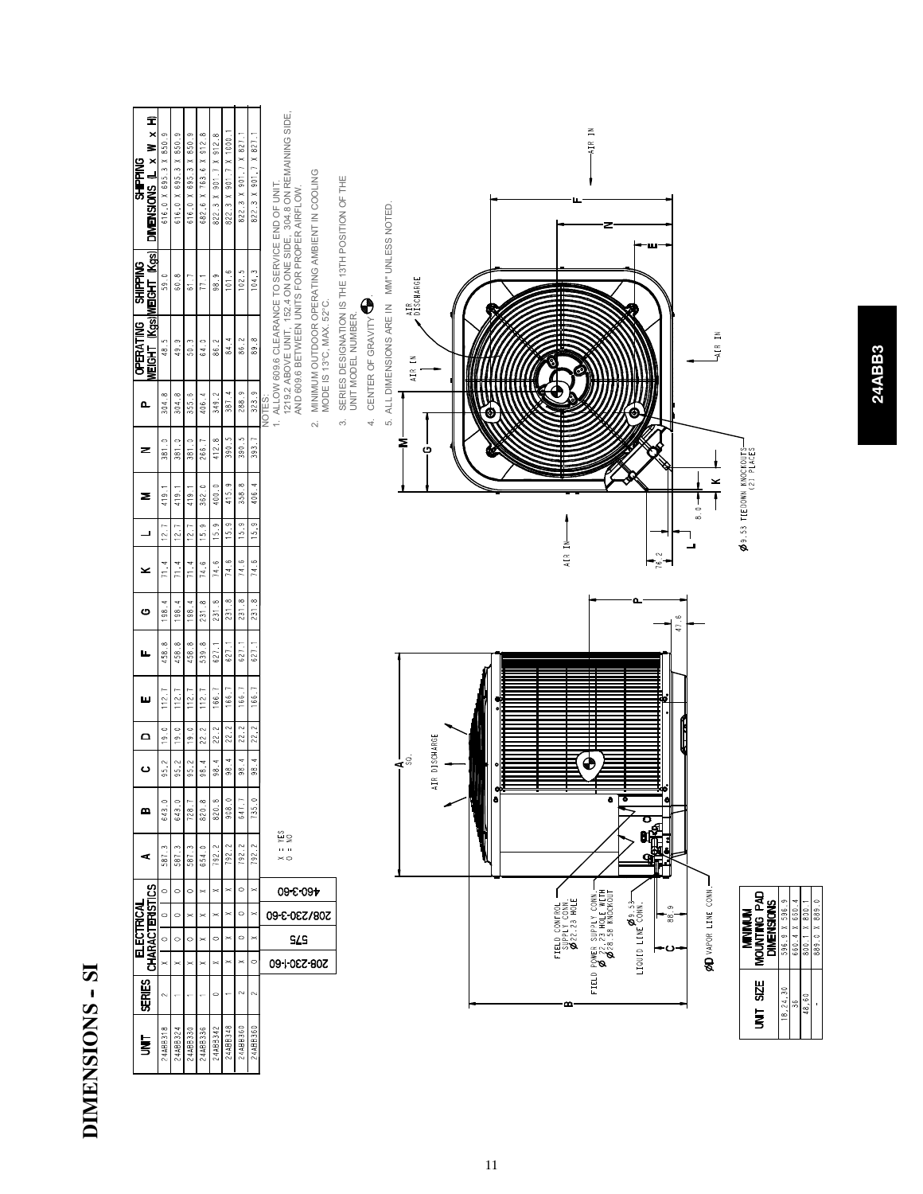# DIMENSIONS - SI

| UNIT | SERIES | ELECTRICAL CHARACTERISTICS | | | | A | B | C | D | E | F | G | K | L | M | N | P | OPERATING WEIGHT (Kgs) | SHIPPING WEIGHT (Kgs) | SHIPPING DIMENSIONS (L x W x H) |
|---|---|---|---|---|---|---|---|---|---|---|---|---|---|---|---|---|---|---|---|---|
| | | 208-230-1-60 | 575 | 208/230-3-60 | 460-3-60 | | | | | | | | | | | | | | | |
| 24ABB318 | 2 | X | O | O | O | 587.3 | 643.0 | 95.2 | 19.0 | 112.7 | 458.8 | 198.4 | 71.4 | 12.7 | 419.1 | 381.0 | 304.8 | 48.5 | 59.0 | 616.0 X 695.3 X 850.9 |
| 24ABB324 | 1 | X | O | O | O | 587.3 | 643.0 | 95.2 | 19.0 | 112.7 | 458.8 | 198.4 | 71.4 | 12.7 | 419.1 | 381.0 | 304.8 | 49.9 | 60.8 | 616.0 X 695.3 X 850.9 |
| 24ABB330 | 1 | X | O | X | O | 587.3 | 728.7 | 95.2 | 19.0 | 112.7 | 458.8 | 198.4 | 71.4 | 12.7 | 419.1 | 381.0 | 355.6 | 50.3 | 61.7 | 616.0 X 695.3 X 850.9 |
| 24ABB336 | 1 | X | X | X | X | 654.0 | 820.8 | 98.4 | 22.2 | 112.7 | 539.8 | 231.8 | 74.6 | 15.9 | 362.0 | 266.7 | 406.4 | 64.0 | 77.1 | 682.6 X 763.6 X 912.8 |
| 24ABB342 | 0 | X | O | X | X | 792.2 | 820.8 | 98.4 | 22.2 | 166.7 | 627.1 | 231.8 | 74.6 | 15.9 | 400.0 | 412.8 | 349.2 | 86.2 | 98.9 | 822.3 X 901.7 X 912.8 |
| 24ABB348 | 1 | X | X | X | X | 792.2 | 908.0 | 98.4 | 22.2 | 166.7 | 627.1 | 231.8 | 74.6 | 15.9 | 415.9 | 390.5 | 387.4 | 84.4 | 101.6 | 822.3 X 901.7 X 1000.1 |
| 24ABB360 | 2 | X | O | O | O | 792.2 | 641.7 | 98.4 | 22.2 | 166.7 | 627.1 | 231.8 | 74.6 | 15.9 | 358.8 | 390.5 | 288.9 | 86.2 | 102.5 | 822.3 X 901.7 X 827.1 |
| 24ABB360 | 2 | O | X | X | X | 792.2 | 735.0 | 98.4 | 22.2 | 166.7 | 627.1 | 231.8 | 74.6 | 15.9 | 406.4 | 393.7 | 323.9 | 89.8 | 104.3 | 822.3 X 901.7 X 827.1 |

X = YES
O = NO

NOTES:
1. ALLOW 609.6 CLEARANCE TO SERVICE END OF UNIT. 1219.2 ABOVE UNIT, 152.4 ON ONE SIDE, 304.8 ON REMAINING SIDE, AND 609.6 BETWEEN UNITS FOR PROPER AIRFLOW.
2. MINIMUM OUTDOOR OPERATING AMBIENT IN COOLING MODE IS 13°C, MAX. 52°C.
3. SERIES DESIGNATION IS THE 13TH POSITION OF THE UNIT MODEL NUMBER.
4. CENTER OF GRAVITY ⊕.
5. ALL DIMENSIONS ARE IN MM UNLESS NOTED.

FIELD CONTROL SUPPLY CONN. Ø22.23 HOLE
FIELD POWER SUPPLY CONN. Ø22.23 HOLE WITH Ø28.58 KNOCKOUT
LIQUID LINE CONN. Ø9.53
ØD VAPOR LINE CONN.
AIR DISCHARGE
AIR IN
Ø9.53 TIEDOWN KNOCKOUTS (2) PLACES

| UNIT SIZE | MINIMUM MOUNTING PAD DIMENSIONS |
|---|---|
| 18,24,30 | 596.9 X 596.9 |
| 36 | 660.4 X 660.4 |
| 48,60 | 800.1 X 800.1 |
| - | 889.0 X 889.0 |

24ABB3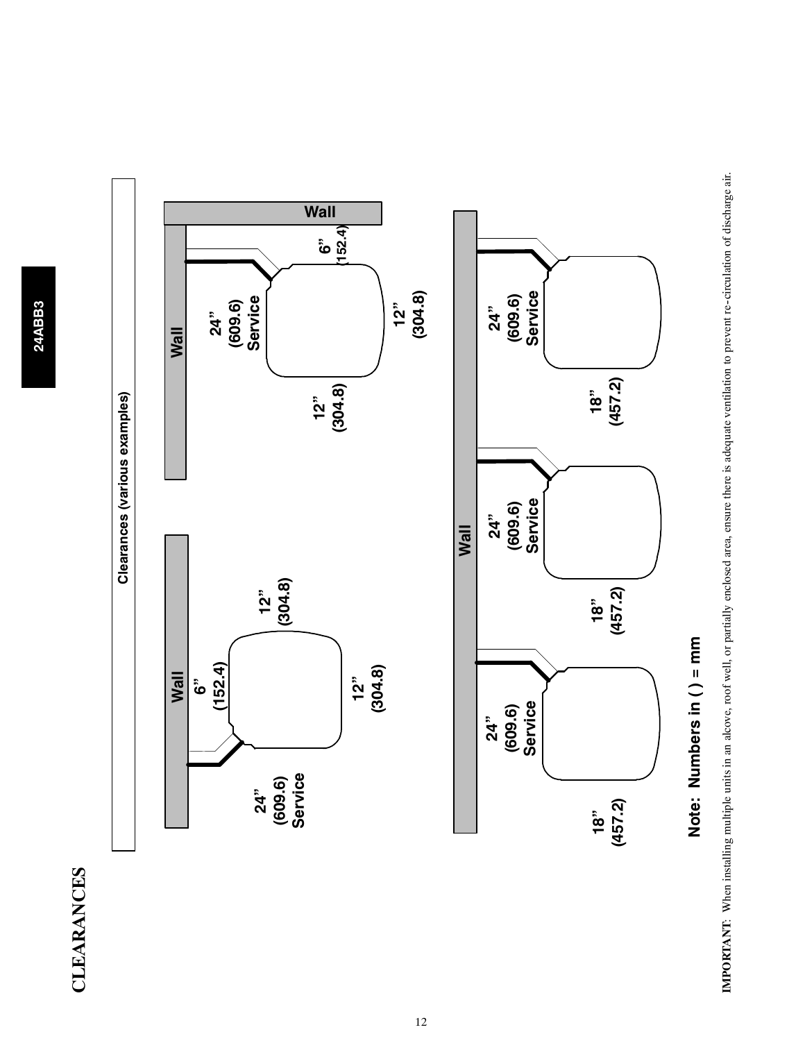# CLEARANCES

**Clearances (various examples)**

Wall

6" (152.4)

12" (304.8)

24" (609.6) Service

12" (304.8)

Wall

Wall

24" (609.6) Service

6" (152.4)

12" (304.8)

12" (304.8)

Wall

24" (609.6) Service

18" (457.2)

24" (609.6) Service

18" (457.2)

24" (609.6) Service

18" (457.2)

**Note: Numbers in ( ) = mm**

**IMPORTANT**: When installing multiple units in an alcove, roof well, or partially enclosed area, ensure there is adequate ventilation to prevent re-circulation of discharge air.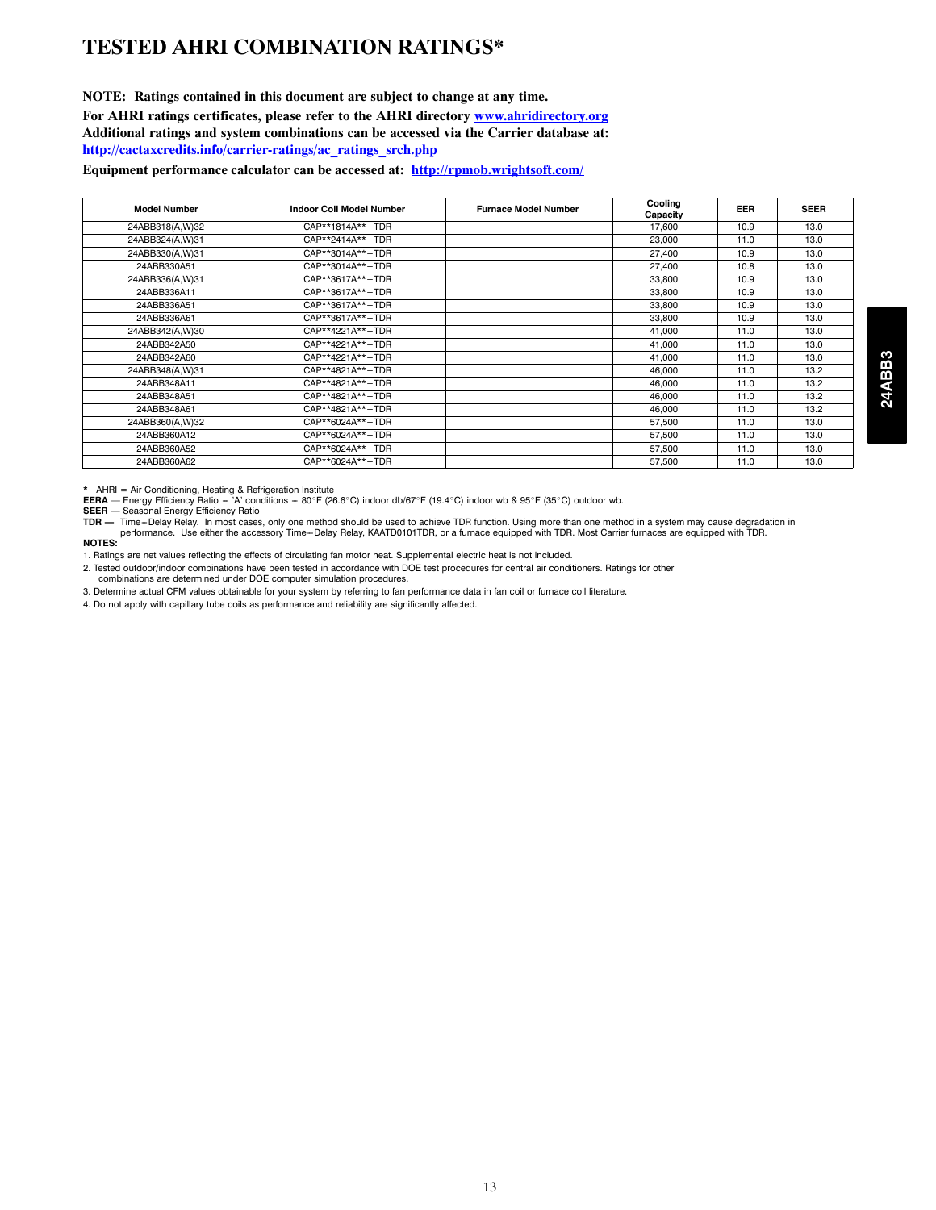# TESTED AHRI COMBINATION RATINGS*

**NOTE: Ratings contained in this document are subject to change at any time.**

**For AHRI ratings certificates, please refer to the AHRI directory [www.ahridirectory.org](www.ahridirectory.org)**

**Additional ratings and system combinations can be accessed via the Carrier database at: [http://cactaxcredits.info/carrier-ratings/ac_ratings_srch.php](http://cactaxcredits.info/carrier-ratings/ac_ratings_srch.php)**

**Equipment performance calculator can be accessed at: [http://rpmob.wrightsoft.com/](http://rpmob.wrightsoft.com/)**

| Model Number | Indoor Coil Model Number | Furnace Model Number | Cooling Capacity | EER | SEER |
|---|---|---|---|---|---|
| 24ABB318(A,W)32 | CAP**1814A**+TDR | | 17,600 | 10.9 | 13.0 |
| 24ABB324(A,W)31 | CAP**2414A**+TDR | | 23,000 | 11.0 | 13.0 |
| 24ABB330(A,W)31 | CAP**3014A**+TDR | | 27,400 | 10.9 | 13.0 |
| 24ABB330A51 | CAP**3014A**+TDR | | 27,400 | 10.8 | 13.0 |
| 24ABB336(A,W)31 | CAP**3617A**+TDR | | 33,800 | 10.9 | 13.0 |
| 24ABB336A11 | CAP**3617A**+TDR | | 33,800 | 10.9 | 13.0 |
| 24ABB336A51 | CAP**3617A**+TDR | | 33,800 | 10.9 | 13.0 |
| 24ABB336A61 | CAP**3617A**+TDR | | 33,800 | 10.9 | 13.0 |
| 24ABB342(A,W)30 | CAP**4221A**+TDR | | 41,000 | 11.0 | 13.0 |
| 24ABB342A50 | CAP**4221A**+TDR | | 41,000 | 11.0 | 13.0 |
| 24ABB342A60 | CAP**4221A**+TDR | | 41,000 | 11.0 | 13.0 |
| 24ABB348(A,W)31 | CAP**4821A**+TDR | | 46,000 | 11.0 | 13.2 |
| 24ABB348A11 | CAP**4821A**+TDR | | 46,000 | 11.0 | 13.2 |
| 24ABB348A51 | CAP**4821A**+TDR | | 46,000 | 11.0 | 13.2 |
| 24ABB348A61 | CAP**4821A**+TDR | | 46,000 | 11.0 | 13.2 |
| 24ABB360(A,W)32 | CAP**6024A**+TDR | | 57,500 | 11.0 | 13.0 |
| 24ABB360A12 | CAP**6024A**+TDR | | 57,500 | 11.0 | 13.0 |
| 24ABB360A52 | CAP**6024A**+TDR | | 57,500 | 11.0 | 13.0 |
| 24ABB360A62 | CAP**6024A**+TDR | | 57,500 | 11.0 | 13.0 |

\* AHRI = Air Conditioning, Heating & Refrigeration Institute

**EERA** — Energy Efficiency Ratio – 'A' conditions – 80°F (26.6°C) indoor db/67°F (19.4°C) indoor wb & 95°F (35°C) outdoor wb.

**SEER** — Seasonal Energy Efficiency Ratio

**TDR —** Time–Delay Relay. In most cases, only one method should be used to achieve TDR function. Using more than one method in a system may cause degradation in performance. Use either the accessory Time–Delay Relay, KAATD0101TDR, or a furnace equipped with TDR. Most Carrier furnaces are equipped with TDR.

**NOTES:**

1. Ratings are net values reflecting the effects of circulating fan motor heat. Supplemental electric heat is not included.
2. Tested outdoor/indoor combinations have been tested in accordance with DOE test procedures for central air conditioners. Ratings for other combinations are determined under DOE computer simulation procedures.
3. Determine actual CFM values obtainable for your system by referring to fan performance data in fan coil or furnace coil literature.
4. Do not apply with capillary tube coils as performance and reliability are significantly affected.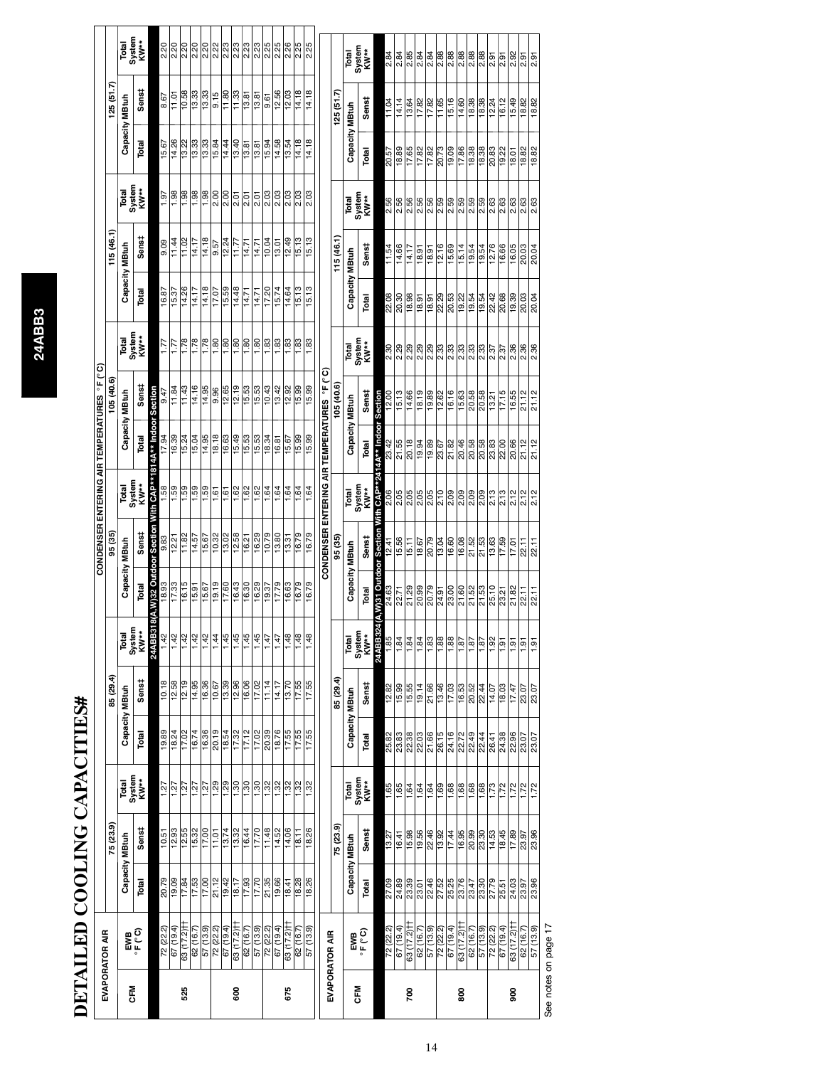# DETAILED COOLING CAPACITIES#

24ABB3

| EVAPORATOR AIR | | CONDENSER ENTERING AIR TEMPERATURES °F (°C) | | | | | | | | | | | | | | |
|---|---|---|---|---|---|---|---|---|---|---|---|---|---|---|---|---|
| | | 75 (23.9) | | | 85 (29.4) | | | 95 (35) | | | 105 (40.6) | | | 115 (46.1) | | | 125 (51.7) | | |
| CFM | EWB °F (°C) | Capacity MBtuh Total | Sens‡ | Total System KW** | Capacity MBtuh Total | Sens‡ | Total System KW** | Capacity MBtuh Total | Sens‡ | Total System KW** | Capacity MBtuh Total | Sens‡ | Total System KW** | Capacity MBtuh Total | Sens‡ | Total System KW** | Capacity MBtuh Total | Sens‡ | Total System KW** |
| **24ABB318(A,W)32 Outdoor Section With CAP**1814A** Indoor Section** | | | | | | | | | | | | | | | | | | | |
| 525 | 72 (22.2) | 20.79 | 10.51 | 1.27 | 19.89 | 10.18 | 1.42 | 18.93 | 9.83 | 1.58 | 17.94 | 9.47 | 1.77 | 16.87 | 9.09 | 1.97 | 15.67 | 8.67 | 2.20 |
| | 67 (19.4) | 19.09 | 12.93 | 1.27 | 18.24 | 12.58 | 1.42 | 17.33 | 12.21 | 1.59 | 16.39 | 11.84 | 1.77 | 15.37 | 11.44 | 1.98 | 14.26 | 11.01 | 2.20 |
| | 63 (17.2)†† | 17.84 | 12.55 | 1.27 | 17.02 | 12.19 | 1.42 | 16.15 | 11.82 | 1.59 | 15.24 | 11.43 | 1.78 | 14.26 | 11.02 | 1.98 | 13.22 | 10.58 | 2.20 |
| | 62 (16.7) | 17.53 | 15.32 | 1.27 | 16.74 | 14.95 | 1.42 | 15.91 | 14.57 | 1.59 | 15.04 | 14.16 | 1.78 | 14.17 | 14.17 | 1.98 | 13.33 | 13.33 | 2.20 |
| | 57 (13.9) | 17.00 | 17.00 | 1.27 | 16.36 | 16.36 | 1.42 | 15.67 | 15.67 | 1.59 | 14.95 | 14.95 | 1.78 | 14.18 | 14.18 | 1.98 | 13.33 | 13.33 | 2.20 |
| 600 | 72 (22.2) | 21.12 | 11.01 | 1.29 | 20.19 | 10.67 | 1.44 | 19.19 | 10.32 | 1.61 | 18.18 | 9.96 | 1.80 | 17.07 | 9.57 | 2.00 | 15.84 | 9.15 | 2.22 |
| | 67 (19.4) | 19.42 | 13.74 | 1.29 | 18.54 | 13.39 | 1.45 | 17.60 | 13.02 | 1.61 | 16.63 | 12.65 | 1.80 | 15.59 | 12.24 | 2.00 | 14.44 | 11.80 | 2.23 |
| | 63 (17.2)†† | 18.17 | 13.32 | 1.30 | 17.32 | 12.96 | 1.45 | 16.43 | 12.58 | 1.62 | 15.49 | 12.19 | 1.80 | 14.48 | 11.77 | 2.01 | 13.40 | 11.33 | 2.23 |
| | 62 (16.7) | 17.93 | 16.44 | 1.30 | 17.12 | 16.06 | 1.45 | 16.30 | 16.21 | 1.62 | 15.53 | 15.53 | 1.80 | 14.71 | 14.71 | 2.01 | 13.81 | 13.81 | 2.23 |
| | 57 (13.9) | 17.70 | 17.70 | 1.30 | 17.02 | 17.02 | 1.45 | 16.29 | 16.29 | 1.62 | 15.53 | 15.53 | 1.80 | 14.71 | 14.71 | 2.01 | 13.81 | 13.81 | 2.23 |
| 675 | 72 (22.2) | 21.35 | 11.48 | 1.32 | 20.39 | 11.14 | 1.47 | 19.37 | 10.79 | 1.64 | 18.34 | 10.43 | 1.83 | 17.20 | 10.04 | 2.03 | 15.94 | 9.61 | 2.25 |
| | 67 (19.4) | 19.66 | 14.52 | 1.32 | 18.76 | 14.17 | 1.47 | 17.80 | 13.80 | 1.64 | 16.81 | 13.42 | 1.83 | 15.74 | 13.01 | 2.03 | 14.58 | 12.56 | 2.25 |
| | 63 (17.2)†† | 18.41 | 14.06 | 1.32 | 17.55 | 13.70 | 1.48 | 16.63 | 13.31 | 1.64 | 15.67 | 12.92 | 1.83 | 14.64 | 12.49 | 2.03 | 13.54 | 12.03 | 2.26 |
| | 62 (16.7) | 18.28 | 18.11 | 1.32 | 17.55 | 17.55 | 1.48 | 16.79 | 16.79 | 1.64 | 15.99 | 15.99 | 1.83 | 15.13 | 15.13 | 2.03 | 14.18 | 14.18 | 2.25 |
| | 57 (13.9) | 18.26 | 18.26 | 1.32 | 17.55 | 17.55 | 1.48 | 16.79 | 16.79 | 1.64 | 15.99 | 15.99 | 1.83 | 15.13 | 15.13 | 2.03 | 14.18 | 14.18 | 2.25 |

| EVAPORATOR AIR | | CONDENSER ENTERING AIR TEMPERATURES °F (°C) | | | | | | | | | | | | | | |
|---|---|---|---|---|---|---|---|---|---|---|---|---|---|---|---|---|
| | | 75 (23.9) | | | 85 (29.4) | | | 95 (35) | | | 105 (40.6) | | | 115 (46.1) | | | 125 (51.7) | | |
| CFM | EWB °F (°C) | Capacity MBtuh Total | Sens‡ | Total System KW** | Capacity MBtuh Total | Sens‡ | Total System KW** | Capacity MBtuh Total | Sens‡ | Total System KW** | Capacity MBtuh Total | Sens‡ | Total System KW** | Capacity MBtuh Total | Sens‡ | Total System KW** | Capacity MBtuh Total | Sens‡ | Total System KW** |
| **24ABB324(A,W)31 Outdoor Section With CAP**2414A** Indoor Section** | | | | | | | | | | | | | | | | | | | |
| 700 | 72 (22.2) | 27.09 | 13.27 | 1.65 | 25.82 | 12.82 | 1.85 | 24.63 | 12.41 | 2.06 | 23.42 | 12.00 | 2.30 | 22.08 | 11.54 | 2.56 | 20.57 | 11.04 | 2.84 |
| | 67 (19.4) | 24.89 | 16.41 | 1.65 | 23.83 | 15.99 | 1.84 | 22.71 | 15.56 | 2.05 | 21.55 | 15.13 | 2.29 | 20.30 | 14.66 | 2.56 | 18.89 | 14.14 | 2.84 |
| | 63 (17.2)†† | 23.39 | 15.98 | 1.64 | 22.38 | 15.55 | 1.84 | 21.29 | 15.11 | 2.05 | 20.18 | 14.66 | 2.29 | 18.98 | 14.17 | 2.56 | 17.65 | 13.64 | 2.85 |
| | 62 (16.7) | 23.01 | 19.56 | 1.64 | 22.03 | 19.14 | 1.84 | 20.99 | 18.67 | 2.05 | 19.94 | 18.19 | 2.29 | 18.91 | 18.91 | 2.56 | 17.82 | 17.82 | 2.84 |
| | 57 (13.9) | 22.46 | 22.46 | 1.64 | 21.66 | 21.66 | 1.83 | 20.79 | 20.79 | 2.05 | 19.89 | 19.89 | 2.29 | 18.91 | 18.91 | 2.56 | 17.82 | 17.82 | 2.84 |
| 800 | 72 (22.2) | 27.52 | 13.92 | 1.69 | 26.15 | 13.46 | 1.88 | 24.91 | 13.04 | 2.10 | 23.67 | 12.62 | 2.33 | 22.29 | 12.16 | 2.59 | 20.73 | 11.65 | 2.88 |
| | 67 (19.4) | 25.25 | 17.44 | 1.68 | 24.16 | 17.03 | 1.88 | 23.00 | 16.60 | 2.09 | 21.82 | 16.16 | 2.33 | 20.53 | 15.69 | 2.59 | 19.09 | 15.16 | 2.88 |
| | 63 (17.2)†† | 23.76 | 16.95 | 1.68 | 22.72 | 16.53 | 1.87 | 21.60 | 16.08 | 2.09 | 20.46 | 15.63 | 2.33 | 19.22 | 15.14 | 2.59 | 17.86 | 14.60 | 2.88 |
| | 62 (16.7) | 23.47 | 20.99 | 1.68 | 22.49 | 20.52 | 1.87 | 21.52 | 21.52 | 2.09 | 20.58 | 20.58 | 2.33 | 19.54 | 19.54 | 2.59 | 18.38 | 18.38 | 2.88 |
| | 57 (13.9) | 23.30 | 23.30 | 1.68 | 22.44 | 22.44 | 1.87 | 21.53 | 21.53 | 2.09 | 20.58 | 20.58 | 2.33 | 19.54 | 19.54 | 2.59 | 18.38 | 18.38 | 2.88 |
| 900 | 72 (22.2) | 27.79 | 14.53 | 1.73 | 26.41 | 14.07 | 1.92 | 25.10 | 13.63 | 2.13 | 23.83 | 13.21 | 2.37 | 22.42 | 12.76 | 2.63 | 20.83 | 12.24 | 2.91 |
| | 67 (19.4) | 25.51 | 18.45 | 1.72 | 24.38 | 18.03 | 1.91 | 23.21 | 17.59 | 2.13 | 22.00 | 17.15 | 2.37 | 20.68 | 16.66 | 2.63 | 19.22 | 16.12 | 2.91 |
| | 63 (17.2)†† | 24.03 | 17.89 | 1.72 | 22.96 | 17.47 | 1.91 | 21.82 | 17.01 | 2.12 | 20.66 | 16.55 | 2.36 | 19.39 | 16.05 | 2.63 | 18.01 | 15.49 | 2.92 |
| | 62 (16.7) | 23.97 | 23.97 | 1.72 | 23.07 | 23.07 | 1.91 | 22.11 | 22.11 | 2.12 | 21.12 | 21.12 | 2.36 | 20.03 | 20.03 | 2.63 | 18.82 | 18.82 | 2.91 |
| | 57 (13.9) | 23.96 | 23.96 | 1.72 | 23.07 | 23.07 | 1.91 | 22.11 | 22.11 | 2.12 | 21.12 | 21.12 | 2.36 | 20.04 | 20.04 | 2.63 | 18.82 | 18.82 | 2.91 |

See notes on page 17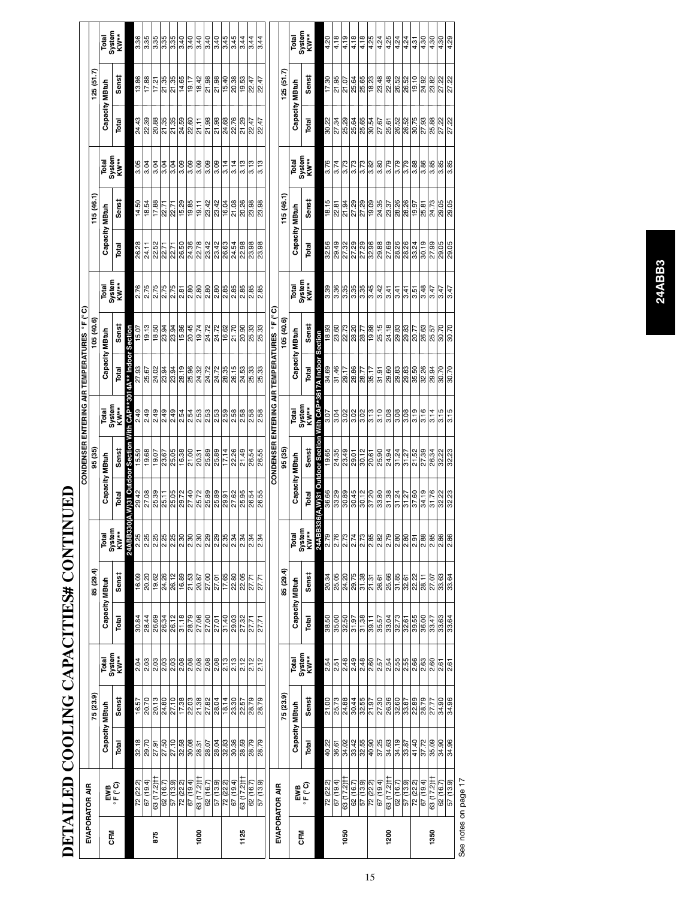# DETAILED COOLING CAPACITIES# CONTINUED

| EVAPORATOR AIR | | CONDENSER ENTERING AIR TEMPERATURES °F (°C) | | | | | | | | | | | | | | |
|---|---|---|---|---|---|---|---|---|---|---|---|---|---|---|---|---|
| | | 75 (23.9) | | | 85 (29.4) | | | 95 (35) | | | 105 (40.6) | | | 115 (46.1) | | | 125 (51.7) | | |
| CFM | EWB °F (°C) | Capacity MBtuh Total | Capacity MBtuh Sens‡ | Total System KW** | Capacity MBtuh Total | Capacity MBtuh Sens‡ | Total System KW** | Capacity MBtuh Total | Capacity MBtuh Sens‡ | Total System KW** | Capacity MBtuh Total | Capacity MBtuh Sens‡ | Total System KW** | Capacity MBtuh Total | Capacity MBtuh Sens‡ | Total System KW** | Capacity MBtuh Total | Capacity MBtuh Sens‡ | Total System KW** |
| **24ABB330(A,W)31 Outdoor Section With CAP**3014A** Indoor Section** | | | | | | | | | | | | | | | | | | | |
| 875 | 72 (22.2) | 32.18 | 16.57 | 2.04 | 30.84 | 16.09 | 2.25 | 29.42 | 15.59 | 2.49 | 27.93 | 15.07 | 2.76 | 26.28 | 14.50 | 3.05 | 24.43 | 13.86 | 3.36 |
| | 67 (19.4) | 29.70 | 20.70 | 2.03 | 28.44 | 20.20 | 2.25 | 27.08 | 19.68 | 2.49 | 25.67 | 19.13 | 2.75 | 24.11 | 18.54 | 3.04 | 22.39 | 17.88 | 3.35 |
| | 63 (17.2)†† | 27.91 | 20.13 | 2.03 | 26.69 | 19.62 | 2.25 | 25.39 | 19.07 | 2.49 | 24.02 | 18.50 | 2.75 | 22.52 | 17.88 | 3.04 | 20.88 | 17.21 | 3.35 |
| | 62 (16.7) | 27.50 | 24.80 | 2.03 | 26.34 | 24.26 | 2.25 | 25.11 | 23.67 | 2.49 | 23.94 | 23.94 | 2.75 | 22.71 | 22.71 | 3.04 | 21.35 | 21.35 | 3.35 |
| | 57 (13.9) | 27.10 | 27.10 | 2.03 | 26.12 | 26.12 | 2.25 | 25.05 | 25.05 | 2.49 | 23.94 | 23.94 | 2.75 | 22.71 | 22.71 | 3.04 | 21.35 | 21.35 | 3.35 |
| 1000 | 72 (22.2) | 32.58 | 17.38 | 2.08 | 31.18 | 16.89 | 2.30 | 29.72 | 16.38 | 2.54 | 28.19 | 15.86 | 2.81 | 26.50 | 15.29 | 3.09 | 24.59 | 14.65 | 3.40 |
| | 67 (19.4) | 30.08 | 22.03 | 2.08 | 28.79 | 21.53 | 2.30 | 27.40 | 21.00 | 2.54 | 25.96 | 20.45 | 2.80 | 24.36 | 19.85 | 3.09 | 22.60 | 19.17 | 3.40 |
| | 63 (17.2)†† | 28.31 | 21.38 | 2.08 | 27.06 | 20.87 | 2.30 | 25.72 | 20.31 | 2.53 | 24.32 | 19.74 | 2.80 | 22.78 | 19.11 | 3.09 | 21.11 | 18.42 | 3.40 |
| | 62 (16.7) | 28.07 | 27.82 | 2.08 | 27.00 | 27.00 | 2.29 | 25.89 | 25.89 | 2.53 | 24.72 | 24.72 | 2.80 | 23.42 | 23.42 | 3.09 | 21.98 | 21.98 | 3.40 |
| | 57 (13.9) | 28.04 | 28.04 | 2.08 | 27.01 | 27.01 | 2.29 | 25.89 | 25.89 | 2.53 | 24.72 | 24.72 | 2.80 | 23.42 | 23.42 | 3.09 | 21.98 | 21.98 | 3.40 |
| 1125 | 72 (22.2) | 32.83 | 18.14 | 2.13 | 31.40 | 17.65 | 2.35 | 29.91 | 17.14 | 2.59 | 28.35 | 16.62 | 2.85 | 26.63 | 16.04 | 3.14 | 24.68 | 15.40 | 3.45 |
| | 67 (19.4) | 30.36 | 23.30 | 2.13 | 29.03 | 22.80 | 2.34 | 27.62 | 22.26 | 2.58 | 26.15 | 21.70 | 2.85 | 24.54 | 21.08 | 3.14 | 22.76 | 20.38 | 3.45 |
| | 63 (17.2)†† | 28.59 | 22.57 | 2.12 | 27.32 | 22.05 | 2.34 | 25.95 | 21.49 | 2.58 | 24.53 | 20.90 | 2.85 | 22.98 | 20.26 | 3.13 | 21.29 | 19.53 | 3.44 |
| | 62 (16.7) | 28.79 | 28.79 | 2.12 | 27.71 | 27.71 | 2.34 | 26.54 | 26.54 | 2.58 | 25.33 | 25.33 | 2.85 | 23.98 | 23.98 | 3.13 | 22.47 | 22.47 | 3.44 |
| | 57 (13.9) | 28.79 | 28.79 | 2.12 | 27.71 | 27.71 | 2.34 | 26.55 | 26.55 | 2.58 | 25.33 | 25.33 | 2.85 | 23.98 | 23.98 | 3.13 | 22.47 | 22.47 | 3.44 |

| EVAPORATOR AIR | | CONDENSER ENTERING AIR TEMPERATURES °F (°C) | | | | | | | | | | | | | | |
|---|---|---|---|---|---|---|---|---|---|---|---|---|---|---|---|---|
| | | 75 (23.9) | | | 85 (29.4) | | | 95 (35) | | | 105 (40.6) | | | 115 (46.1) | | | 125 (51.7) | | |
| CFM | EWB °F (°C) | Capacity MBtuh Total | Capacity MBtuh Sens‡ | Total System KW** | Capacity MBtuh Total | Capacity MBtuh Sens‡ | Total System KW** | Capacity MBtuh Total | Capacity MBtuh Sens‡ | Total System KW** | Capacity MBtuh Total | Capacity MBtuh Sens‡ | Total System KW** | Capacity MBtuh Total | Capacity MBtuh Sens‡ | Total System KW** | Capacity MBtuh Total | Capacity MBtuh Sens‡ | Total System KW** |
| **24ABB336(A,W)31 Outdoor Section With CAP*3617A Indoor Section** | | | | | | | | | | | | | | | | | | | |
| 1050 | 72 (22.2) | 40.22 | 21.00 | 2.54 | 38.50 | 20.34 | 2.79 | 36.66 | 19.65 | 3.07 | 34.69 | 18.93 | 3.39 | 32.56 | 18.15 | 3.76 | 30.22 | 17.30 | 4.20 |
| | 67 (19.4) | 36.61 | 25.73 | 2.51 | 35.00 | 25.05 | 2.76 | 33.29 | 24.35 | 3.04 | 31.46 | 23.60 | 3.36 | 29.49 | 22.81 | 3.74 | 27.34 | 21.95 | 4.18 |
| | 63 (17.2)†† | 34.02 | 24.88 | 2.48 | 32.50 | 24.20 | 2.73 | 30.89 | 23.49 | 3.02 | 29.17 | 22.73 | 3.35 | 27.32 | 21.94 | 3.73 | 25.29 | 21.07 | 4.19 |
| | 62 (16.7) | 33.42 | 30.44 | 2.49 | 31.97 | 29.75 | 2.74 | 30.45 | 29.01 | 3.02 | 28.86 | 28.20 | 3.35 | 27.29 | 27.29 | 3.73 | 25.64 | 25.64 | 4.18 |
| | 57 (13.9) | 32.55 | 32.55 | 2.48 | 31.38 | 31.38 | 2.73 | 30.12 | 30.12 | 3.02 | 28.77 | 28.77 | 3.35 | 27.29 | 27.29 | 3.73 | 25.65 | 25.65 | 4.18 |
| 1200 | 72 (22.2) | 40.90 | 21.97 | 2.60 | 39.11 | 21.31 | 2.85 | 37.20 | 20.61 | 3.13 | 35.17 | 19.88 | 3.45 | 32.96 | 19.09 | 3.82 | 30.54 | 18.23 | 4.25 |
| | 67 (19.4) | 37.25 | 27.30 | 2.57 | 35.57 | 26.61 | 2.82 | 33.80 | 25.90 | 3.10 | 31.91 | 25.15 | 3.42 | 29.88 | 24.35 | 3.80 | 27.67 | 23.48 | 4.24 |
| | 63 (17.2)†† | 34.63 | 26.36 | 2.54 | 33.04 | 25.66 | 2.79 | 31.38 | 24.94 | 3.08 | 29.60 | 24.18 | 3.41 | 27.69 | 23.37 | 3.79 | 25.61 | 22.48 | 4.25 |
| | 62 (16.7) | 34.19 | 32.60 | 2.55 | 32.73 | 31.85 | 2.80 | 31.24 | 31.24 | 3.08 | 29.83 | 29.83 | 3.41 | 28.26 | 28.26 | 3.79 | 26.52 | 26.52 | 4.24 |
| | 57 (13.9) | 33.87 | 33.87 | 2.55 | 32.61 | 32.61 | 2.80 | 31.27 | 31.27 | 3.08 | 29.83 | 29.83 | 3.41 | 28.26 | 28.26 | 3.79 | 26.52 | 26.52 | 4.24 |
| 1350 | 72 (22.2) | 41.40 | 22.89 | 2.66 | 39.55 | 22.22 | 2.91 | 37.60 | 21.52 | 3.19 | 35.50 | 20.77 | 3.51 | 33.24 | 19.97 | 3.88 | 30.75 | 19.10 | 4.31 |
| | 67 (19.4) | 37.72 | 28.79 | 2.63 | 36.00 | 28.11 | 2.88 | 34.19 | 27.39 | 3.16 | 32.26 | 26.63 | 3.48 | 30.19 | 25.81 | 3.86 | 27.93 | 24.92 | 4.30 |
| | 63 (17.2)†† | 35.09 | 27.77 | 2.60 | 33.47 | 27.07 | 2.85 | 31.76 | 26.34 | 3.14 | 29.94 | 25.57 | 3.47 | 27.99 | 24.73 | 3.85 | 25.88 | 23.82 | 4.30 |
| | 62 (16.7) | 34.90 | 34.90 | 2.61 | 33.63 | 33.63 | 2.86 | 32.22 | 32.22 | 3.15 | 30.70 | 30.70 | 3.47 | 29.05 | 29.05 | 3.85 | 27.22 | 27.22 | 4.30 |
| | 57 (13.9) | 34.96 | 34.96 | 2.61 | 33.64 | 33.64 | 2.86 | 32.23 | 32.23 | 3.15 | 30.70 | 30.70 | 3.47 | 29.05 | 29.05 | 3.85 | 27.22 | 27.22 | 4.29 |

See notes on page 17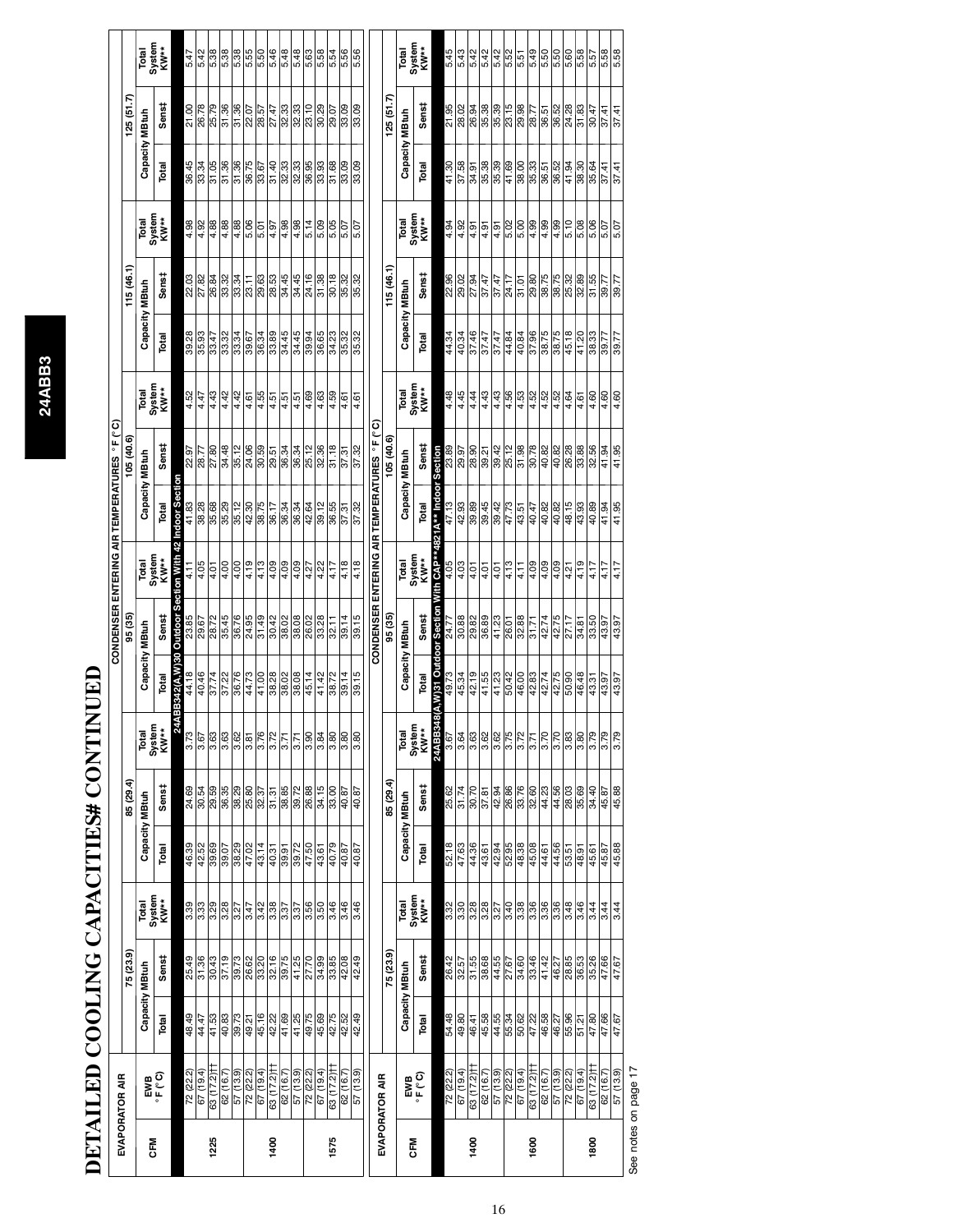# DETAILED COOLING CAPACITIES# CONTINUED

| EVAPORATOR AIR | | CONDENSER ENTERING AIR TEMPERATURES °F (°C) | | | | | | | | | | | | | | |
|---|---|---|---|---|---|---|---|---|---|---|---|---|---|---|---|---|
| | | 75 (23.9) | | | 85 (29.4) | | | 95 (35) | | | 105 (40.6) | | | 115 (46.1) | | | 125 (51.7) | | |
| CFM | EWB °F (°C) | Capacity MBtuh Total | Capacity MBtuh Sens‡ | Total System KW** | Capacity MBtuh Total | Capacity MBtuh Sens‡ | Total System KW** | Capacity MBtuh Total | Capacity MBtuh Sens‡ | Total System KW** | Capacity MBtuh Total | Capacity MBtuh Sens‡ | Total System KW** | Capacity MBtuh Total | Capacity MBtuh Sens‡ | Total System KW** | Capacity MBtuh Total | Capacity MBtuh Sens‡ | Total System KW** |
| **24ABB342(A,W)30 Outdoor Section With 42 Indoor Section** | | | | | | | | | | | | | | | | | | | |
| 1225 | 72 (22.2) | 48.49 | 25.49 | 3.39 | 46.39 | 24.69 | 3.73 | 44.18 | 23.85 | 4.11 | 41.83 | 22.97 | 4.52 | 39.28 | 22.03 | 4.98 | 36.45 | 21.00 | 5.47 |
| | 67 (19.4) | 44.47 | 31.36 | 3.33 | 42.52 | 30.54 | 3.67 | 40.46 | 29.67 | 4.05 | 38.28 | 28.77 | 4.47 | 35.93 | 27.82 | 4.92 | 33.34 | 26.78 | 5.42 |
| | 63 (17.2)†† | 41.53 | 30.43 | 3.29 | 39.69 | 29.59 | 3.63 | 37.74 | 28.72 | 4.01 | 35.68 | 27.80 | 4.43 | 33.47 | 26.84 | 4.88 | 31.05 | 25.79 | 5.38 |
| | 62 (16.7) | 40.83 | 37.19 | 3.28 | 39.07 | 36.35 | 3.63 | 37.22 | 35.45 | 4.00 | 35.29 | 34.48 | 4.42 | 33.32 | 33.32 | 4.88 | 31.36 | 31.36 | 5.38 |
| | 57 (13.9) | 39.73 | 39.73 | 3.27 | 38.29 | 38.29 | 3.62 | 36.76 | 36.76 | 4.00 | 35.12 | 35.12 | 4.42 | 33.34 | 33.34 | 4.88 | 31.36 | 31.36 | 5.38 |
| 1400 | 72 (22.2) | 49.21 | 26.62 | 3.47 | 47.02 | 25.80 | 3.81 | 44.73 | 24.95 | 4.19 | 42.30 | 24.06 | 4.61 | 39.67 | 23.11 | 5.06 | 36.75 | 22.07 | 5.55 |
| | 67 (19.4) | 45.16 | 33.20 | 3.42 | 43.14 | 32.37 | 3.76 | 41.00 | 31.49 | 4.13 | 38.75 | 30.59 | 4.55 | 36.34 | 29.63 | 5.01 | 33.67 | 28.57 | 5.50 |
| | 63 (17.2)†† | 42.22 | 32.16 | 3.38 | 40.31 | 31.31 | 3.72 | 38.28 | 30.42 | 4.09 | 36.17 | 29.51 | 4.51 | 33.89 | 28.53 | 4.97 | 31.40 | 27.47 | 5.46 |
| | 62 (16.7) | 41.69 | 39.75 | 3.37 | 39.91 | 38.85 | 3.71 | 38.02 | 38.02 | 4.09 | 36.34 | 36.34 | 4.51 | 34.45 | 34.45 | 4.98 | 32.33 | 32.33 | 5.48 |
| | 57 (13.9) | 41.25 | 41.25 | 3.37 | 39.72 | 39.72 | 3.71 | 38.08 | 38.08 | 4.09 | 36.34 | 36.34 | 4.51 | 34.45 | 34.45 | 4.98 | 32.33 | 32.33 | 5.48 |
| 1575 | 72 (22.2) | 49.75 | 27.70 | 3.56 | 47.50 | 26.88 | 3.90 | 45.14 | 26.02 | 4.27 | 42.64 | 25.12 | 4.69 | 39.94 | 24.16 | 5.14 | 36.95 | 23.10 | 5.63 |
| | 67 (19.4) | 45.69 | 34.99 | 3.50 | 43.61 | 34.15 | 3.84 | 41.42 | 33.28 | 4.22 | 39.12 | 32.36 | 4.63 | 36.65 | 31.38 | 5.09 | 33.93 | 30.29 | 5.58 |
| | 63 (17.2)†† | 42.75 | 33.85 | 3.46 | 40.79 | 33.00 | 3.80 | 38.72 | 32.11 | 4.17 | 36.55 | 31.18 | 4.59 | 34.23 | 30.18 | 5.05 | 31.68 | 29.07 | 5.54 |
| | 62 (16.7) | 42.52 | 42.08 | 3.46 | 40.87 | 40.87 | 3.80 | 39.14 | 39.14 | 4.18 | 37.31 | 37.31 | 4.61 | 35.32 | 35.32 | 5.07 | 33.09 | 33.09 | 5.56 |
| | 57 (13.9) | 42.49 | 42.49 | 3.46 | 40.87 | 40.87 | 3.80 | 39.15 | 39.15 | 4.18 | 37.32 | 37.32 | 4.61 | 35.32 | 35.32 | 5.07 | 33.09 | 33.09 | 5.56 |

| EVAPORATOR AIR | | CONDENSER ENTERING AIR TEMPERATURES °F (°C) | | | | | | | | | | | | | | | | | |
|---|---|---|---|---|---|---|---|---|---|---|---|---|---|---|---|---|---|---|---|
| | | 75 (23.9) | | | 85 (29.4) | | | 95 (35) | | | 105 (40.6) | | | 115 (46.1) | | | 125 (51.7) | | |
| CFM | EWB °F (°C) | Capacity MBtuh Total | Capacity MBtuh Sens‡ | Total System KW** | Capacity MBtuh Total | Capacity MBtuh Sens‡ | Total System KW** | Capacity MBtuh Total | Capacity MBtuh Sens‡ | Total System KW** | Capacity MBtuh Total | Capacity MBtuh Sens‡ | Total System KW** | Capacity MBtuh Total | Capacity MBtuh Sens‡ | Total System KW** | Capacity MBtuh Total | Capacity MBtuh Sens‡ | Total System KW** |
| **24ABB348(A,W)31 Outdoor Section With CAP**4821A** Indoor Section** | | | | | | | | | | | | | | | | | | | |
| 1400 | 72 (22.2) | 54.48 | 26.42 | 3.32 | 52.18 | 25.62 | 3.67 | 49.73 | 24.77 | 4.05 | 47.13 | 23.89 | 4.48 | 44.34 | 22.96 | 4.94 | 41.30 | 21.95 | 5.45 |
| | 67 (19.4) | 49.80 | 32.57 | 3.30 | 47.63 | 31.74 | 3.64 | 45.34 | 30.88 | 4.03 | 42.93 | 29.97 | 4.45 | 40.34 | 29.02 | 4.92 | 37.58 | 28.02 | 5.43 |
| | 63 (17.2)†† | 46.41 | 31.55 | 3.28 | 44.36 | 30.70 | 3.63 | 42.19 | 29.82 | 4.01 | 39.89 | 28.90 | 4.44 | 37.46 | 27.94 | 4.91 | 34.91 | 26.94 | 5.42 |
| | 62 (16.7) | 45.58 | 38.68 | 3.28 | 43.61 | 37.81 | 3.62 | 41.55 | 36.89 | 4.01 | 39.45 | 39.21 | 4.43 | 37.47 | 37.47 | 4.91 | 35.38 | 35.38 | 5.42 |
| | 57 (13.9) | 44.55 | 44.55 | 3.27 | 42.94 | 42.94 | 3.62 | 41.23 | 41.23 | 4.01 | 39.42 | 39.42 | 4.43 | 37.47 | 37.47 | 4.91 | 35.39 | 35.39 | 5.42 |
| 1600 | 72 (22.2) | 55.34 | 27.67 | 3.40 | 52.95 | 26.86 | 3.75 | 50.42 | 26.01 | 4.13 | 47.73 | 25.12 | 4.56 | 44.84 | 24.17 | 5.02 | 41.69 | 23.15 | 5.52 |
| | 67 (19.4) | 50.62 | 34.60 | 3.38 | 48.38 | 33.76 | 3.72 | 46.00 | 32.88 | 4.11 | 43.51 | 31.98 | 4.53 | 40.84 | 31.01 | 5.00 | 38.00 | 29.98 | 5.51 |
| | 63 (17.2)†† | 47.22 | 33.46 | 3.36 | 45.08 | 32.60 | 3.71 | 42.83 | 31.71 | 4.09 | 40.47 | 30.78 | 4.52 | 37.96 | 29.80 | 4.99 | 35.33 | 28.77 | 5.49 |
| | 62 (16.7) | 46.58 | 41.42 | 3.36 | 44.61 | 44.23 | 3.70 | 42.74 | 42.74 | 4.09 | 40.82 | 40.82 | 4.52 | 38.75 | 38.75 | 4.99 | 36.51 | 36.51 | 5.50 |
| | 57 (13.9) | 46.27 | 46.27 | 3.36 | 44.56 | 44.56 | 3.70 | 42.75 | 42.75 | 4.09 | 40.82 | 40.82 | 4.52 | 38.75 | 38.75 | 4.99 | 36.52 | 36.52 | 5.50 |
| 1800 | 72 (22.2) | 55.96 | 28.85 | 3.48 | 53.51 | 28.03 | 3.83 | 50.90 | 27.17 | 4.21 | 48.15 | 26.28 | 4.64 | 45.18 | 25.32 | 5.10 | 41.94 | 24.28 | 5.60 |
| | 67 (19.4) | 51.21 | 36.53 | 3.46 | 48.91 | 35.69 | 3.80 | 46.48 | 34.81 | 4.19 | 43.93 | 33.88 | 4.61 | 41.20 | 32.89 | 5.08 | 38.30 | 31.83 | 5.58 |
| | 63 (17.2)†† | 47.80 | 35.26 | 3.44 | 45.61 | 34.40 | 3.79 | 43.31 | 33.50 | 4.17 | 40.89 | 32.56 | 4.60 | 38.33 | 31.55 | 5.06 | 35.64 | 30.47 | 5.57 |
| | 62 (16.7) | 47.66 | 47.66 | 3.44 | 45.87 | 45.87 | 3.79 | 43.97 | 43.97 | 4.17 | 41.94 | 41.94 | 4.60 | 39.77 | 39.77 | 5.07 | 37.41 | 37.41 | 5.58 |
| | 57 (13.9) | 47.67 | 47.67 | 3.44 | 45.88 | 45.88 | 3.79 | 43.97 | 43.97 | 4.17 | 41.95 | 41.95 | 4.60 | 39.77 | 39.77 | 5.07 | 37.41 | 37.41 | 5.58 |

See notes on page 17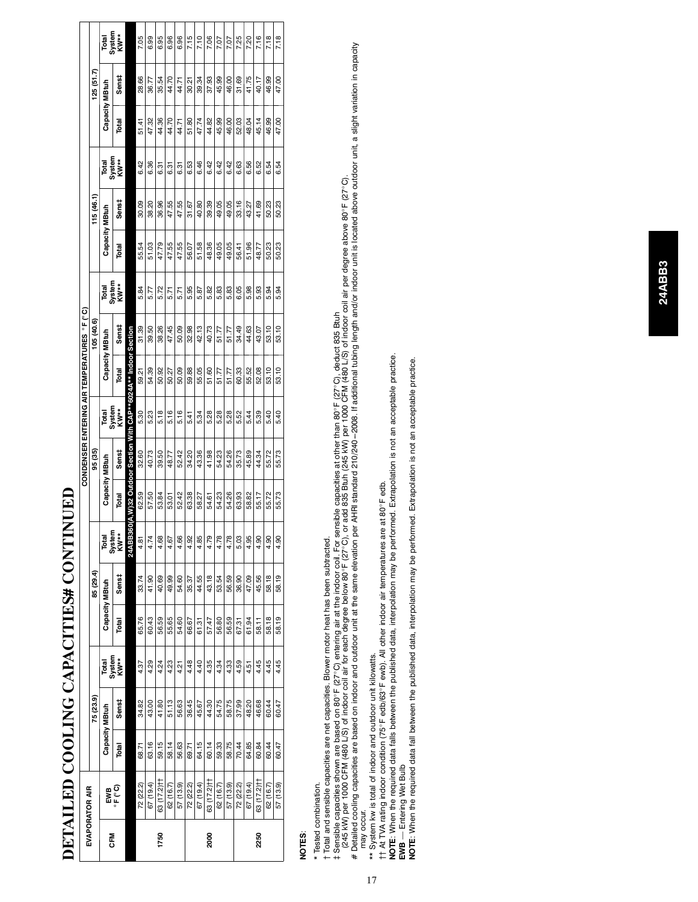# DETAILED COOLING CAPACITIES# CONTINUED

| EVAPORATOR AIR | | CONDENSER ENTERING AIR TEMPERATURES °F (°C) | | | | | | | | | | | | | | |
|---|---|---|---|---|---|---|---|---|---|---|---|---|---|---|---|---|
| | | 75 (23.9) | | | 85 (29.4) | | | 95 (35) | | | 105 (40.6) | | | 115 (46.1) | | | 125 (51.7) | | |
| CFM | EWB °F (°C) | Capacity MBtuh Total | Capacity MBtuh Sens‡ | Total System KW** | Capacity MBtuh Total | Capacity MBtuh Sens‡ | Total System KW** | Capacity MBtuh Total | Capacity MBtuh Sens‡ | Total System KW** | Capacity MBtuh Total | Capacity MBtuh Sens‡ | Total System KW** | Capacity MBtuh Total | Capacity MBtuh Sens‡ | Total System KW** | Capacity MBtuh Total | Capacity MBtuh Sens‡ | Total System KW** |
| 24ABB360(A,W)32 Outdoor Section With CAP**6024A** Indoor Section | | | | | | | | | | | | | | | | | | | |
| 1750 | 72 (22.2) | 68.71 | 34.82 | 4.37 | 65.76 | 33.74 | 4.81 | 62.59 | 32.60 | 5.30 | 59.21 | 31.39 | 5.84 | 55.54 | 30.09 | 6.42 | 51.41 | 28.66 | 7.05 |
| | 67 (19.4) | 63.16 | 43.00 | 4.29 | 60.43 | 41.90 | 4.74 | 57.50 | 40.73 | 5.23 | 54.39 | 39.50 | 5.77 | 51.03 | 38.20 | 6.36 | 47.32 | 36.77 | 6.99 |
| | 63 (17.2)†† | 59.15 | 41.80 | 4.24 | 56.59 | 40.69 | 4.68 | 53.84 | 39.50 | 5.18 | 50.92 | 38.26 | 5.72 | 47.79 | 36.96 | 6.31 | 44.36 | 35.54 | 6.95 |
| | 62 (16.7) | 58.14 | 51.13 | 4.23 | 55.65 | 49.99 | 4.67 | 53.01 | 48.77 | 5.16 | 50.27 | 47.45 | 5.71 | 47.55 | 47.55 | 6.31 | 44.70 | 44.70 | 6.96 |
| | 57 (13.9) | 56.63 | 56.63 | 4.21 | 54.60 | 54.60 | 4.66 | 52.42 | 52.42 | 5.16 | 50.09 | 50.09 | 5.71 | 47.55 | 47.55 | 6.31 | 44.71 | 44.71 | 6.96 |
| 2000 | 72 (22.2) | 69.71 | 36.45 | 4.48 | 66.67 | 35.37 | 4.92 | 63.38 | 34.20 | 5.41 | 59.88 | 32.98 | 5.95 | 56.07 | 31.67 | 6.53 | 51.80 | 30.21 | 7.15 |
| | 67 (19.4) | 64.15 | 45.67 | 4.40 | 61.31 | 44.55 | 4.85 | 58.27 | 43.36 | 5.34 | 55.05 | 42.13 | 5.87 | 51.58 | 40.80 | 6.46 | 47.74 | 39.34 | 7.10 |
| | 63 (17.2)†† | 60.14 | 44.30 | 4.35 | 57.47 | 43.18 | 4.79 | 54.61 | 41.98 | 5.28 | 51.60 | 40.73 | 5.82 | 48.36 | 39.39 | 6.42 | 44.82 | 37.93 | 7.06 |
| | 62 (16.7) | 59.33 | 54.75 | 4.34 | 56.80 | 53.54 | 4.78 | 54.23 | 54.23 | 5.28 | 51.77 | 51.77 | 5.83 | 49.05 | 49.05 | 6.42 | 45.99 | 45.99 | 7.07 |
| | 57 (13.9) | 58.75 | 58.75 | 4.33 | 56.59 | 56.59 | 4.78 | 54.26 | 54.26 | 5.28 | 51.77 | 51.77 | 5.83 | 49.05 | 49.05 | 6.42 | 46.00 | 46.00 | 7.07 |
| 2250 | 72 (22.2) | 70.44 | 37.99 | 4.59 | 67.31 | 36.90 | 5.03 | 63.93 | 35.73 | 5.52 | 60.33 | 34.49 | 6.05 | 56.41 | 33.16 | 6.63 | 52.03 | 31.69 | 7.25 |
| | 67 (19.4) | 64.85 | 48.20 | 4.51 | 61.94 | 47.09 | 4.95 | 58.82 | 45.89 | 5.44 | 55.52 | 44.63 | 5.98 | 51.96 | 43.27 | 6.56 | 48.04 | 41.75 | 7.20 |
| | 63 (17.2)†† | 60.84 | 46.68 | 4.45 | 58.11 | 45.56 | 4.90 | 55.17 | 44.34 | 5.39 | 52.08 | 43.07 | 5.93 | 48.77 | 41.69 | 6.52 | 45.14 | 40.17 | 7.16 |
| | 62 (16.7) | 60.44 | 60.44 | 4.45 | 58.18 | 58.18 | 4.90 | 55.72 | 55.72 | 5.40 | 53.10 | 53.10 | 5.94 | 50.23 | 50.23 | 6.54 | 46.99 | 46.99 | 7.18 |
| | 57 (13.9) | 60.47 | 60.47 | 4.45 | 58.19 | 58.19 | 4.90 | 55.73 | 55.73 | 5.40 | 53.10 | 53.10 | 5.94 | 50.23 | 50.23 | 6.54 | 47.00 | 47.00 | 7.18 |

**NOTES:**

\* Tested combination.

† Total and sensible capacities are net capacities. Blower motor heat has been subtracted.

‡ Sensible capacities shown are based on 80°F (27°C) entering air at the indoor coil. For sensible capacities at other than 80°F (27°C), deduct 835 Btuh (245 kW) per 1000 CFM (480 L/S) of indoor coil air for each degree below 80°F (27°C), or add 835 Btuh (245 kW) per 1000 CFM (480 L/S) of indoor coil air per degree above 80°F (27°C).

# Detailed cooling capacities are based on indoor and outdoor unit at the same elevation per AHRI standard 210/240–2008. If additional tubing length and/or indoor unit is located above outdoor unit, a slight variation in capacity may occur.

** System kw is total of indoor and outdoor unit kilowatts.

†† At TVA rating indoor condition (75°F edb/63°F ewb). All other indoor air temperatures are at 80°F edb.

**NOTE**: When the required data falls between the published data, interpolation may be performed. Extrapolation is not an acceptable practice.

**EWB** — Entering Wet Bulb

**NOTE**: When the required data fall between the published data, interpolation may be performed. Extrapolation is not an acceptable practice.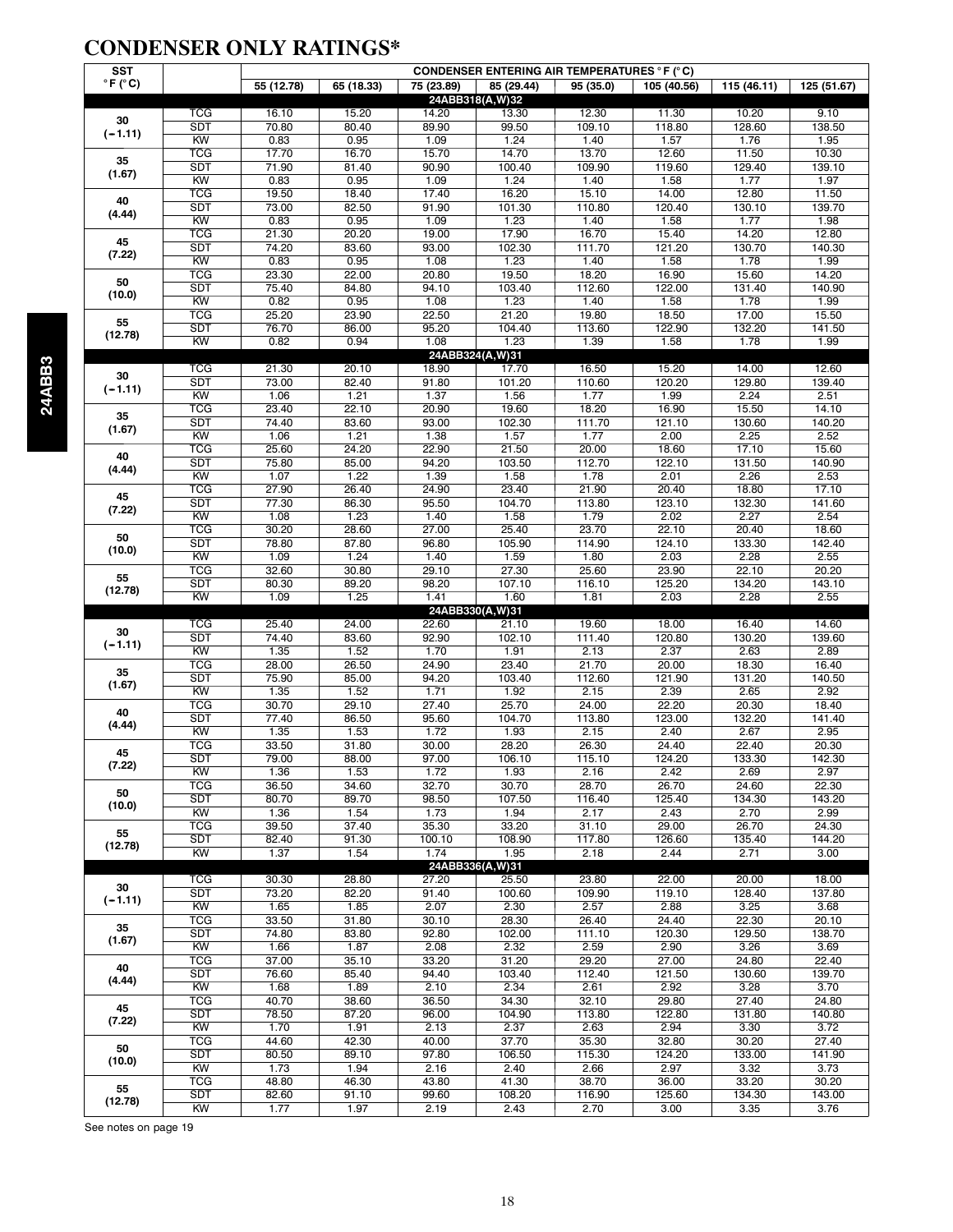# CONDENSER ONLY RATINGS*

| SST °F (°C) | | CONDENSER ENTERING AIR TEMPERATURES °F (°C) | | | | | | | |
|---|---|---|---|---|---|---|---|---|---|
| | | 55 (12.78) | 65 (18.33) | 75 (23.89) | 85 (29.44) | 95 (35.0) | 105 (40.56) | 115 (46.11) | 125 (51.67) |
| **24ABB318(A,W)32** | | | | | | | | | |
| 30 (−1.11) | TCG | 16.10 | 15.20 | 14.20 | 13.30 | 12.30 | 11.30 | 10.20 | 9.10 |
| | SDT | 70.80 | 80.40 | 89.90 | 99.50 | 109.10 | 118.80 | 128.60 | 138.50 |
| | KW | 0.83 | 0.95 | 1.09 | 1.24 | 1.40 | 1.57 | 1.76 | 1.95 |
| 35 (1.67) | TCG | 17.70 | 16.70 | 15.70 | 14.70 | 13.70 | 12.60 | 11.50 | 10.30 |
| | SDT | 71.90 | 81.40 | 90.90 | 100.40 | 109.90 | 119.60 | 129.40 | 139.10 |
| | KW | 0.83 | 0.95 | 1.09 | 1.24 | 1.40 | 1.58 | 1.77 | 1.97 |
| 40 (4.44) | TCG | 19.50 | 18.40 | 17.40 | 16.20 | 15.10 | 14.00 | 12.80 | 11.50 |
| | SDT | 73.00 | 82.50 | 91.90 | 101.30 | 110.80 | 120.40 | 130.10 | 139.70 |
| | KW | 0.83 | 0.95 | 1.09 | 1.23 | 1.40 | 1.58 | 1.77 | 1.98 |
| 45 (7.22) | TCG | 21.30 | 20.20 | 19.00 | 17.90 | 16.70 | 15.40 | 14.20 | 12.80 |
| | SDT | 74.20 | 83.60 | 93.00 | 102.30 | 111.70 | 121.20 | 130.70 | 140.30 |
| | KW | 0.83 | 0.95 | 1.08 | 1.23 | 1.40 | 1.58 | 1.78 | 1.99 |
| 50 (10.0) | TCG | 23.30 | 22.00 | 20.80 | 19.50 | 18.20 | 16.90 | 15.60 | 14.20 |
| | SDT | 75.40 | 84.80 | 94.10 | 103.40 | 112.60 | 122.00 | 131.40 | 140.90 |
| | KW | 0.82 | 0.95 | 1.08 | 1.23 | 1.40 | 1.58 | 1.78 | 1.99 |
| 55 (12.78) | TCG | 25.20 | 23.90 | 22.50 | 21.20 | 19.80 | 18.50 | 17.00 | 15.50 |
| | SDT | 76.70 | 86.00 | 95.20 | 104.40 | 113.60 | 122.90 | 132.20 | 141.50 |
| | KW | 0.82 | 0.94 | 1.08 | 1.23 | 1.39 | 1.58 | 1.78 | 1.99 |
| **24ABB324(A,W)31** | | | | | | | | | |
| 30 (−1.11) | TCG | 21.30 | 20.10 | 18.90 | 17.70 | 16.50 | 15.20 | 14.00 | 12.60 |
| | SDT | 73.00 | 82.40 | 91.80 | 101.20 | 110.60 | 120.20 | 129.80 | 139.40 |
| | KW | 1.06 | 1.21 | 1.37 | 1.56 | 1.77 | 1.99 | 2.24 | 2.51 |
| 35 (1.67) | TCG | 23.40 | 22.10 | 20.90 | 19.60 | 18.20 | 16.90 | 15.50 | 14.10 |
| | SDT | 74.40 | 83.60 | 93.00 | 102.30 | 111.70 | 121.10 | 130.60 | 140.20 |
| | KW | 1.06 | 1.21 | 1.38 | 1.57 | 1.77 | 2.00 | 2.25 | 2.52 |
| 40 (4.44) | TCG | 25.60 | 24.20 | 22.90 | 21.50 | 20.00 | 18.60 | 17.10 | 15.60 |
| | SDT | 75.80 | 85.00 | 94.20 | 103.50 | 112.70 | 122.10 | 131.50 | 140.90 |
| | KW | 1.07 | 1.22 | 1.39 | 1.58 | 1.78 | 2.01 | 2.26 | 2.53 |
| 45 (7.22) | TCG | 27.90 | 26.40 | 24.90 | 23.40 | 21.90 | 20.40 | 18.80 | 17.10 |
| | SDT | 77.30 | 86.30 | 95.50 | 104.70 | 113.80 | 123.10 | 132.30 | 141.60 |
| | KW | 1.08 | 1.23 | 1.40 | 1.58 | 1.79 | 2.02 | 2.27 | 2.54 |
| 50 (10.0) | TCG | 30.20 | 28.60 | 27.00 | 25.40 | 23.70 | 22.10 | 20.40 | 18.60 |
| | SDT | 78.80 | 87.80 | 96.80 | 105.90 | 114.90 | 124.10 | 133.30 | 142.40 |
| | KW | 1.09 | 1.24 | 1.40 | 1.59 | 1.80 | 2.03 | 2.28 | 2.55 |
| 55 (12.78) | TCG | 32.60 | 30.80 | 29.10 | 27.30 | 25.60 | 23.90 | 22.10 | 20.20 |
| | SDT | 80.30 | 89.20 | 98.20 | 107.10 | 116.10 | 125.20 | 134.20 | 143.10 |
| | KW | 1.09 | 1.25 | 1.41 | 1.60 | 1.81 | 2.03 | 2.28 | 2.55 |
| **24ABB330(A,W)31** | | | | | | | | | |
| 30 (−1.11) | TCG | 25.40 | 24.00 | 22.60 | 21.10 | 19.60 | 18.00 | 16.40 | 14.60 |
| | SDT | 74.40 | 83.60 | 92.90 | 102.10 | 111.40 | 120.80 | 130.20 | 139.60 |
| | KW | 1.35 | 1.52 | 1.70 | 1.91 | 2.13 | 2.37 | 2.63 | 2.89 |
| 35 (1.67) | TCG | 28.00 | 26.50 | 24.90 | 23.40 | 21.70 | 20.00 | 18.30 | 16.40 |
| | SDT | 75.90 | 85.00 | 94.20 | 103.40 | 112.60 | 121.90 | 131.20 | 140.50 |
| | KW | 1.35 | 1.52 | 1.71 | 1.92 | 2.15 | 2.39 | 2.65 | 2.92 |
| 40 (4.44) | TCG | 30.70 | 29.10 | 27.40 | 25.70 | 24.00 | 22.20 | 20.30 | 18.40 |
| | SDT | 77.40 | 86.50 | 95.60 | 104.70 | 113.80 | 123.00 | 132.20 | 141.40 |
| | KW | 1.35 | 1.53 | 1.72 | 1.93 | 2.15 | 2.40 | 2.67 | 2.95 |
| 45 (7.22) | TCG | 33.50 | 31.80 | 30.00 | 28.20 | 26.30 | 24.40 | 22.40 | 20.30 |
| | SDT | 79.00 | 88.00 | 97.00 | 106.10 | 115.10 | 124.20 | 133.30 | 142.30 |
| | KW | 1.36 | 1.53 | 1.72 | 1.93 | 2.16 | 2.42 | 2.69 | 2.97 |
| 50 (10.0) | TCG | 36.50 | 34.60 | 32.70 | 30.70 | 28.70 | 26.70 | 24.60 | 22.30 |
| | SDT | 80.70 | 89.70 | 98.50 | 107.50 | 116.40 | 125.40 | 134.30 | 143.20 |
| | KW | 1.36 | 1.54 | 1.73 | 1.94 | 2.17 | 2.43 | 2.70 | 2.99 |
| 55 (12.78) | TCG | 39.50 | 37.40 | 35.30 | 33.20 | 31.10 | 29.00 | 26.70 | 24.30 |
| | SDT | 82.40 | 91.30 | 100.10 | 108.90 | 117.80 | 126.60 | 135.40 | 144.20 |
| | KW | 1.37 | 1.54 | 1.74 | 1.95 | 2.18 | 2.44 | 2.71 | 3.00 |
| **24ABB336(A,W)31** | | | | | | | | | |
| 30 (−1.11) | TCG | 30.30 | 28.80 | 27.20 | 25.50 | 23.80 | 22.00 | 20.00 | 18.00 |
| | SDT | 73.20 | 82.20 | 91.40 | 100.60 | 109.90 | 119.10 | 128.40 | 137.80 |
| | KW | 1.65 | 1.85 | 2.07 | 2.30 | 2.57 | 2.88 | 3.25 | 3.68 |
| 35 (1.67) | TCG | 33.50 | 31.80 | 30.10 | 28.30 | 26.40 | 24.40 | 22.30 | 20.10 |
| | SDT | 74.80 | 83.80 | 92.80 | 102.00 | 111.10 | 120.30 | 129.50 | 138.70 |
| | KW | 1.66 | 1.87 | 2.08 | 2.32 | 2.59 | 2.90 | 3.26 | 3.69 |
| 40 (4.44) | TCG | 37.00 | 35.10 | 33.20 | 31.20 | 29.20 | 27.00 | 24.80 | 22.40 |
| | SDT | 76.60 | 85.40 | 94.40 | 103.40 | 112.40 | 121.50 | 130.60 | 139.70 |
| | KW | 1.68 | 1.89 | 2.10 | 2.34 | 2.61 | 2.92 | 3.28 | 3.70 |
| 45 (7.22) | TCG | 40.70 | 38.60 | 36.50 | 34.30 | 32.10 | 29.80 | 27.40 | 24.80 |
| | SDT | 78.50 | 87.20 | 96.00 | 104.90 | 113.80 | 122.80 | 131.80 | 140.80 |
| | KW | 1.70 | 1.91 | 2.13 | 2.37 | 2.63 | 2.94 | 3.30 | 3.72 |
| 50 (10.0) | TCG | 44.60 | 42.30 | 40.00 | 37.70 | 35.30 | 32.80 | 30.20 | 27.40 |
| | SDT | 80.50 | 89.10 | 97.80 | 106.50 | 115.30 | 124.20 | 133.00 | 141.90 |
| | KW | 1.73 | 1.94 | 2.16 | 2.40 | 2.66 | 2.97 | 3.32 | 3.73 |
| 55 (12.78) | TCG | 48.80 | 46.30 | 43.80 | 41.30 | 38.70 | 36.00 | 33.20 | 30.20 |
| | SDT | 82.60 | 91.10 | 99.60 | 108.20 | 116.90 | 125.60 | 134.30 | 143.00 |
| | KW | 1.77 | 1.97 | 2.19 | 2.43 | 2.70 | 3.00 | 3.35 | 3.76 |

See notes on page 19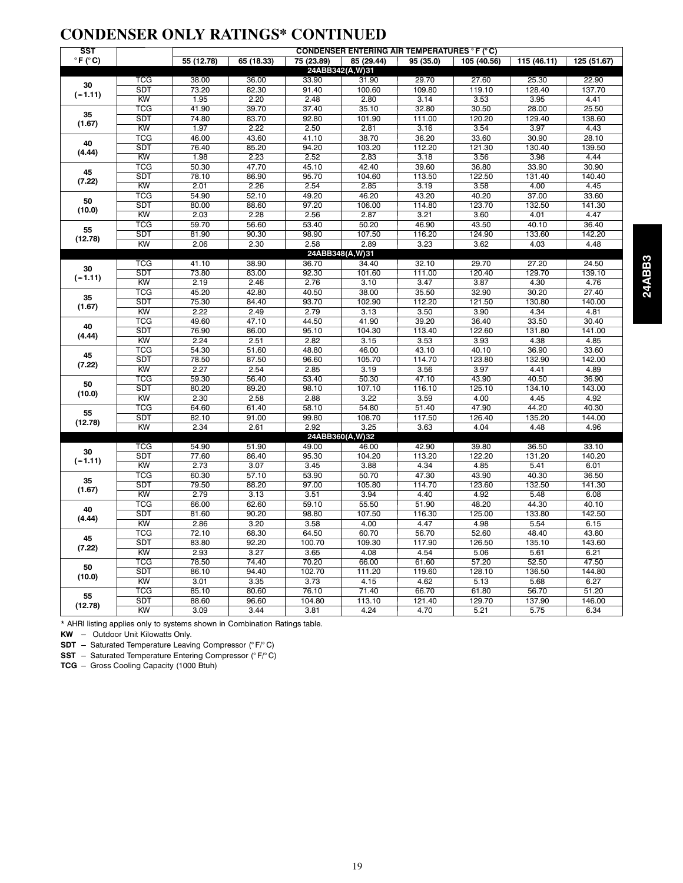# CONDENSER ONLY RATINGS* CONTINUED

| SST °F (°C) | | CONDENSER ENTERING AIR TEMPERATURES °F (°C) | | | | | | | |
|---|---|---|---|---|---|---|---|---|---|
| | | 55 (12.78) | 65 (18.33) | 75 (23.89) | 85 (29.44) | 95 (35.0) | 105 (40.56) | 115 (46.11) | 125 (51.67) |
| **24ABB342(A,W)31** | | | | | | | | | |
| 30 (−1.11) | TCG | 38.00 | 36.00 | 33.90 | 31.90 | 29.70 | 27.60 | 25.30 | 22.90 |
| | SDT | 73.20 | 82.30 | 91.40 | 100.60 | 109.80 | 119.10 | 128.40 | 137.70 |
| | KW | 1.95 | 2.20 | 2.48 | 2.80 | 3.14 | 3.53 | 3.95 | 4.41 |
| 35 (1.67) | TCG | 41.90 | 39.70 | 37.40 | 35.10 | 32.80 | 30.50 | 28.00 | 25.50 |
| | SDT | 74.80 | 83.70 | 92.80 | 101.90 | 111.00 | 120.20 | 129.40 | 138.60 |
| | KW | 1.97 | 2.22 | 2.50 | 2.81 | 3.16 | 3.54 | 3.97 | 4.43 |
| 40 (4.44) | TCG | 46.00 | 43.60 | 41.10 | 38.70 | 36.20 | 33.60 | 30.90 | 28.10 |
| | SDT | 76.40 | 85.20 | 94.20 | 103.20 | 112.20 | 121.30 | 130.40 | 139.50 |
| | KW | 1.98 | 2.23 | 2.52 | 2.83 | 3.18 | 3.56 | 3.98 | 4.44 |
| 45 (7.22) | TCG | 50.30 | 47.70 | 45.10 | 42.40 | 39.60 | 36.80 | 33.90 | 30.90 |
| | SDT | 78.10 | 86.90 | 95.70 | 104.60 | 113.50 | 122.50 | 131.40 | 140.40 |
| | KW | 2.01 | 2.26 | 2.54 | 2.85 | 3.19 | 3.58 | 4.00 | 4.45 |
| 50 (10.0) | TCG | 54.90 | 52.10 | 49.20 | 46.20 | 43.20 | 40.20 | 37.00 | 33.60 |
| | SDT | 80.00 | 88.60 | 97.20 | 106.00 | 114.80 | 123.70 | 132.50 | 141.30 |
| | KW | 2.03 | 2.28 | 2.56 | 2.87 | 3.21 | 3.60 | 4.01 | 4.47 |
| 55 (12.78) | TCG | 59.70 | 56.60 | 53.40 | 50.20 | 46.90 | 43.50 | 40.10 | 36.40 |
| | SDT | 81.90 | 90.30 | 98.90 | 107.50 | 116.20 | 124.90 | 133.60 | 142.20 |
| | KW | 2.06 | 2.30 | 2.58 | 2.89 | 3.23 | 3.62 | 4.03 | 4.48 |
| **24ABB348(A,W)31** | | | | | | | | | |
| 30 (−1.11) | TCG | 41.10 | 38.90 | 36.70 | 34.40 | 32.10 | 29.70 | 27.20 | 24.50 |
| | SDT | 73.80 | 83.00 | 92.30 | 101.60 | 111.00 | 120.40 | 129.70 | 139.10 |
| | KW | 2.19 | 2.46 | 2.76 | 3.10 | 3.47 | 3.87 | 4.30 | 4.76 |
| 35 (1.67) | TCG | 45.20 | 42.80 | 40.50 | 38.00 | 35.50 | 32.90 | 30.20 | 27.40 |
| | SDT | 75.30 | 84.40 | 93.70 | 102.90 | 112.20 | 121.50 | 130.80 | 140.00 |
| | KW | 2.22 | 2.49 | 2.79 | 3.13 | 3.50 | 3.90 | 4.34 | 4.81 |
| 40 (4.44) | TCG | 49.60 | 47.10 | 44.50 | 41.90 | 39.20 | 36.40 | 33.50 | 30.40 |
| | SDT | 76.90 | 86.00 | 95.10 | 104.30 | 113.40 | 122.60 | 131.80 | 141.00 |
| | KW | 2.24 | 2.51 | 2.82 | 3.15 | 3.53 | 3.93 | 4.38 | 4.85 |
| 45 (7.22) | TCG | 54.30 | 51.60 | 48.80 | 46.00 | 43.10 | 40.10 | 36.90 | 33.60 |
| | SDT | 78.50 | 87.50 | 96.60 | 105.70 | 114.70 | 123.80 | 132.90 | 142.00 |
| | KW | 2.27 | 2.54 | 2.85 | 3.19 | 3.56 | 3.97 | 4.41 | 4.89 |
| 50 (10.0) | TCG | 59.30 | 56.40 | 53.40 | 50.30 | 47.10 | 43.90 | 40.50 | 36.90 |
| | SDT | 80.20 | 89.20 | 98.10 | 107.10 | 116.10 | 125.10 | 134.10 | 143.00 |
| | KW | 2.30 | 2.58 | 2.88 | 3.22 | 3.59 | 4.00 | 4.45 | 4.92 |
| 55 (12.78) | TCG | 64.60 | 61.40 | 58.10 | 54.80 | 51.40 | 47.90 | 44.20 | 40.30 |
| | SDT | 82.10 | 91.00 | 99.80 | 108.70 | 117.50 | 126.40 | 135.20 | 144.00 |
| | KW | 2.34 | 2.61 | 2.92 | 3.25 | 3.63 | 4.04 | 4.48 | 4.96 |
| **24ABB360(A,W)32** | | | | | | | | | |
| 30 (−1.11) | TCG | 54.90 | 51.90 | 49.00 | 46.00 | 42.90 | 39.80 | 36.50 | 33.10 |
| | SDT | 77.60 | 86.40 | 95.30 | 104.20 | 113.20 | 122.20 | 131.20 | 140.20 |
| | KW | 2.73 | 3.07 | 3.45 | 3.88 | 4.34 | 4.85 | 5.41 | 6.01 |
| 35 (1.67) | TCG | 60.30 | 57.10 | 53.90 | 50.70 | 47.30 | 43.90 | 40.30 | 36.50 |
| | SDT | 79.50 | 88.20 | 97.00 | 105.80 | 114.70 | 123.60 | 132.50 | 141.30 |
| | KW | 2.79 | 3.13 | 3.51 | 3.94 | 4.40 | 4.92 | 5.48 | 6.08 |
| 40 (4.44) | TCG | 66.00 | 62.60 | 59.10 | 55.50 | 51.90 | 48.20 | 44.30 | 40.10 |
| | SDT | 81.60 | 90.20 | 98.80 | 107.50 | 116.30 | 125.00 | 133.80 | 142.50 |
| | KW | 2.86 | 3.20 | 3.58 | 4.00 | 4.47 | 4.98 | 5.54 | 6.15 |
| 45 (7.22) | TCG | 72.10 | 68.30 | 64.50 | 60.70 | 56.70 | 52.60 | 48.40 | 43.80 |
| | SDT | 83.80 | 92.20 | 100.70 | 109.30 | 117.90 | 126.50 | 135.10 | 143.60 |
| | KW | 2.93 | 3.27 | 3.65 | 4.08 | 4.54 | 5.06 | 5.61 | 6.21 |
| 50 (10.0) | TCG | 78.50 | 74.40 | 70.20 | 66.00 | 61.60 | 57.20 | 52.50 | 47.50 |
| | SDT | 86.10 | 94.40 | 102.70 | 111.20 | 119.60 | 128.10 | 136.50 | 144.80 |
| | KW | 3.01 | 3.35 | 3.73 | 4.15 | 4.62 | 5.13 | 5.68 | 6.27 |
| 55 (12.78) | TCG | 85.10 | 80.60 | 76.10 | 71.40 | 66.70 | 61.80 | 56.70 | 51.20 |
| | SDT | 88.60 | 96.60 | 104.80 | 113.10 | 121.40 | 129.70 | 137.90 | 146.00 |
| | KW | 3.09 | 3.44 | 3.81 | 4.24 | 4.70 | 5.21 | 5.75 | 6.34 |

* AHRI listing applies only to systems shown in Combination Ratings table.

**KW** – Outdoor Unit Kilowatts Only.

**SDT** – Saturated Temperature Leaving Compressor (°F/°C)

**SST** – Saturated Temperature Entering Compressor (°F/°C)

**TCG** – Gross Cooling Capacity (1000 Btuh)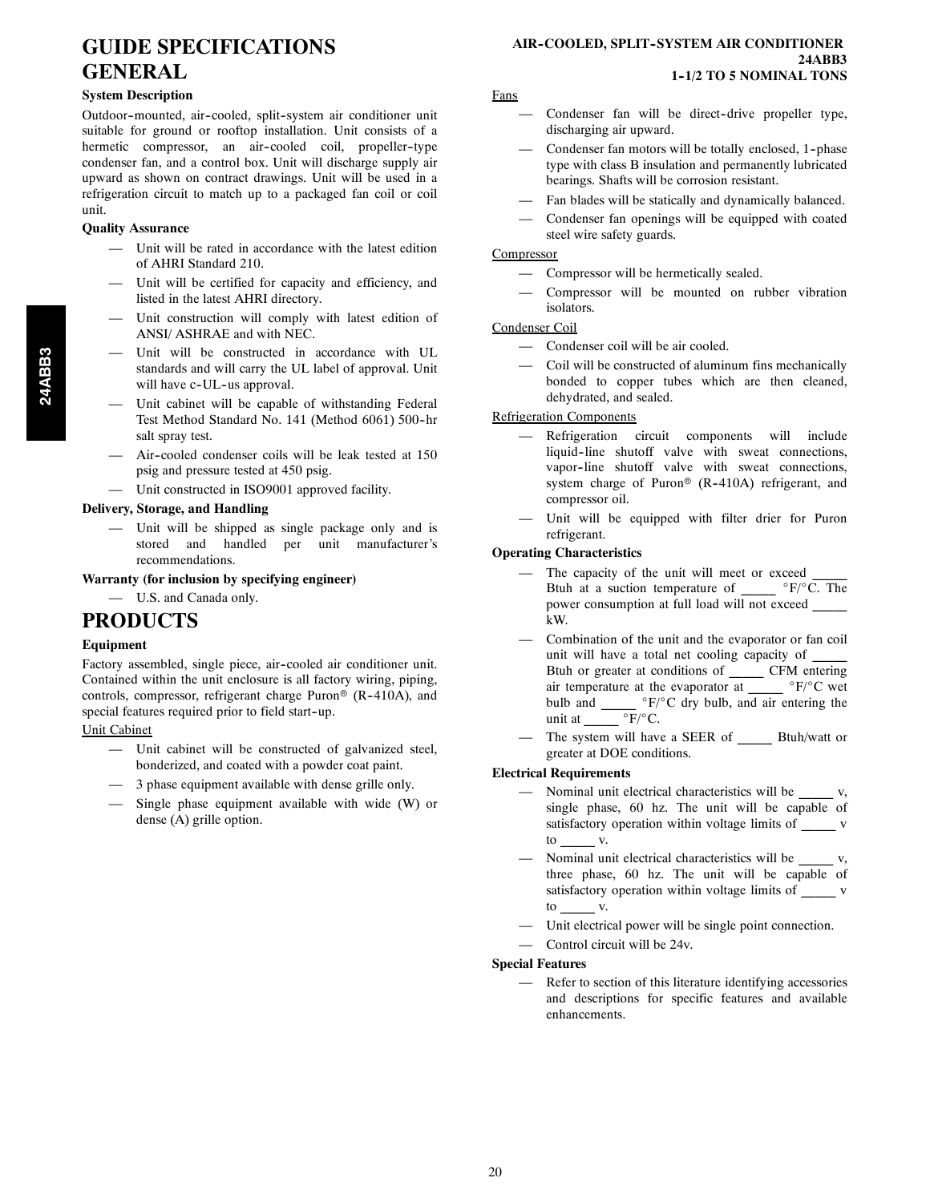# GUIDE SPECIFICATIONS GENERAL

**AIR-COOLED, SPLIT-SYSTEM AIR CONDITIONER 24ABB3 1-1/2 TO 5 NOMINAL TONS**

**System Description**

Outdoor-mounted, air-cooled, split-system air conditioner unit suitable for ground or rooftop installation. Unit consists of a hermetic compressor, an air-cooled coil, propeller-type condenser fan, and a control box. Unit will discharge supply air upward as shown on contract drawings. Unit will be used in a refrigeration circuit to match up to a packaged fan coil or coil unit.

**Quality Assurance**

— Unit will be rated in accordance with the latest edition of AHRI Standard 210.

— Unit will be certified for capacity and efficiency, and listed in the latest AHRI directory.

— Unit construction will comply with latest edition of ANSI/ ASHRAE and with NEC.

— Unit will be constructed in accordance with UL standards and will carry the UL label of approval. Unit will have c-UL-us approval.

— Unit cabinet will be capable of withstanding Federal Test Method Standard No. 141 (Method 6061) 500-hr salt spray test.

— Air-cooled condenser coils will be leak tested at 150 psig and pressure tested at 450 psig.

— Unit constructed in ISO9001 approved facility.

**Delivery, Storage, and Handling**

— Unit will be shipped as single package only and is stored and handled per unit manufacturer's recommendations.

**Warranty (for inclusion by specifying engineer)**

— U.S. and Canada only.

# PRODUCTS

**Equipment**

Factory assembled, single piece, air-cooled air conditioner unit. Contained within the unit enclosure is all factory wiring, piping, controls, compressor, refrigerant charge Puron® (R-410A), and special features required prior to field start-up.

Unit Cabinet

— Unit cabinet will be constructed of galvanized steel, bonderized, and coated with a powder coat paint.

— 3 phase equipment available with dense grille only.

— Single phase equipment available with wide (W) or dense (A) grille option.

Fans

— Condenser fan will be direct-drive propeller type, discharging air upward.

— Condenser fan motors will be totally enclosed, 1-phase type with class B insulation and permanently lubricated bearings. Shafts will be corrosion resistant.

— Fan blades will be statically and dynamically balanced.

— Condenser fan openings will be equipped with coated steel wire safety guards.

Compressor

— Compressor will be hermetically sealed.

— Compressor will be mounted on rubber vibration isolators.

Condenser Coil

— Condenser coil will be air cooled.

— Coil will be constructed of aluminum fins mechanically bonded to copper tubes which are then cleaned, dehydrated, and sealed.

Refrigeration Components

— Refrigeration circuit components will include liquid-line shutoff valve with sweat connections, vapor-line shutoff valve with sweat connections, system charge of Puron® (R-410A) refrigerant, and compressor oil.

— Unit will be equipped with filter drier for Puron refrigerant.

**Operating Characteristics**

— The capacity of the unit will meet or exceed _____ Btuh at a suction temperature of _____ °F/°C. The power consumption at full load will not exceed _____ kW.

— Combination of the unit and the evaporator or fan coil unit will have a total net cooling capacity of _____ Btuh or greater at conditions of _____ CFM entering air temperature at the evaporator at _____ °F/°C wet bulb and _____ °F/°C dry bulb, and air entering the unit at _____ °F/°C.

— The system will have a SEER of _____ Btuh/watt or greater at DOE conditions.

**Electrical Requirements**

— Nominal unit electrical characteristics will be _____ v, single phase, 60 hz. The unit will be capable of satisfactory operation within voltage limits of _____ v to _____ v.

— Nominal unit electrical characteristics will be _____ v, three phase, 60 hz. The unit will be capable of satisfactory operation within voltage limits of _____ v to _____ v.

— Unit electrical power will be single point connection.

— Control circuit will be 24v.

**Special Features**

— Refer to section of this literature identifying accessories and descriptions for specific features and available enhancements.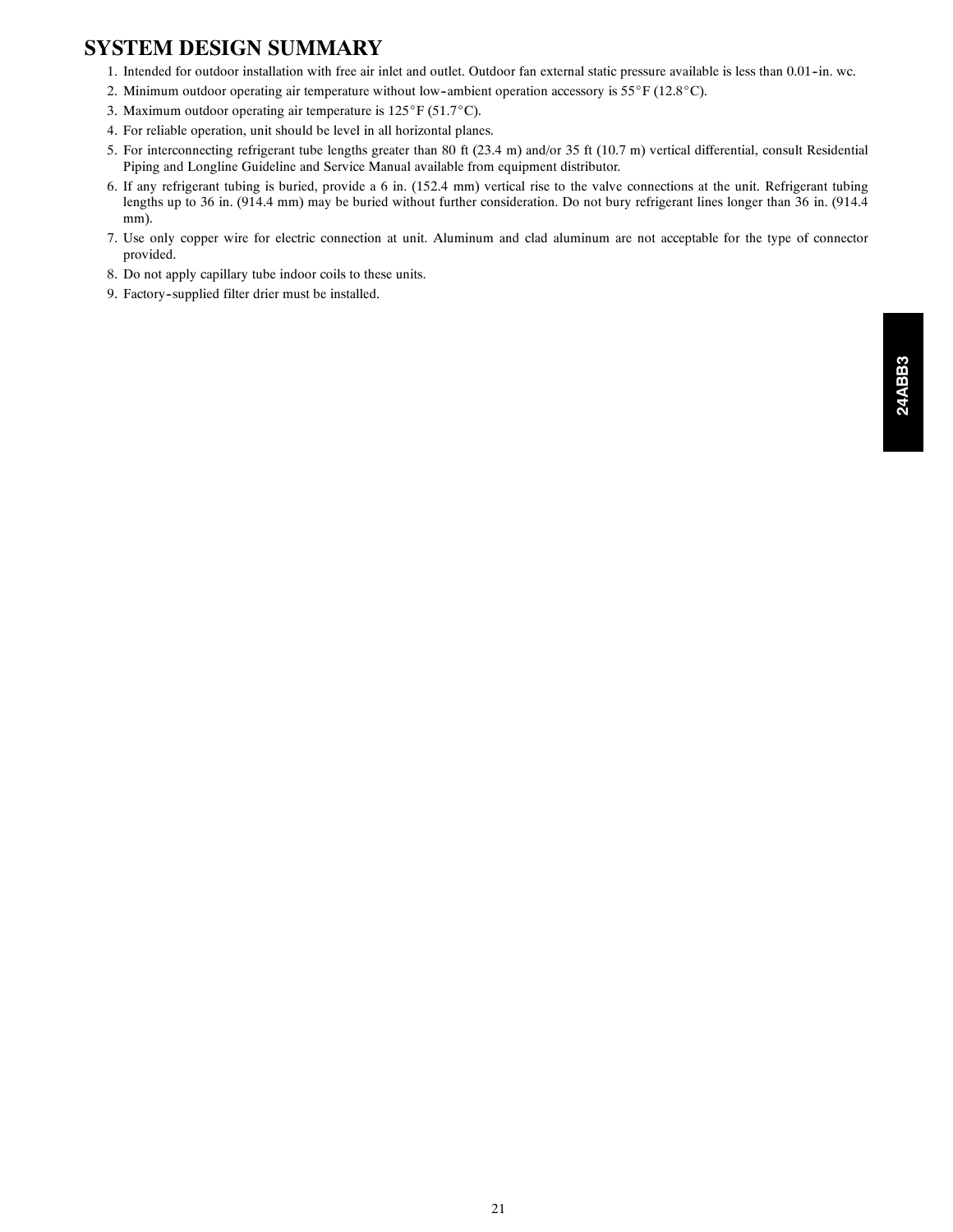## SYSTEM DESIGN SUMMARY

1. Intended for outdoor installation with free air inlet and outlet. Outdoor fan external static pressure available is less than 0.01-in. wc.
2. Minimum outdoor operating air temperature without low-ambient operation accessory is 55°F (12.8°C).
3. Maximum outdoor operating air temperature is 125°F (51.7°C).
4. For reliable operation, unit should be level in all horizontal planes.
5. For interconnecting refrigerant tube lengths greater than 80 ft (23.4 m) and/or 35 ft (10.7 m) vertical differential, consult Residential Piping and Longline Guideline and Service Manual available from equipment distributor.
6. If any refrigerant tubing is buried, provide a 6 in. (152.4 mm) vertical rise to the valve connections at the unit. Refrigerant tubing lengths up to 36 in. (914.4 mm) may be buried without further consideration. Do not bury refrigerant lines longer than 36 in. (914.4 mm).
7. Use only copper wire for electric connection at unit. Aluminum and clad aluminum are not acceptable for the type of connector provided.
8. Do not apply capillary tube indoor coils to these units.
9. Factory-supplied filter drier must be installed.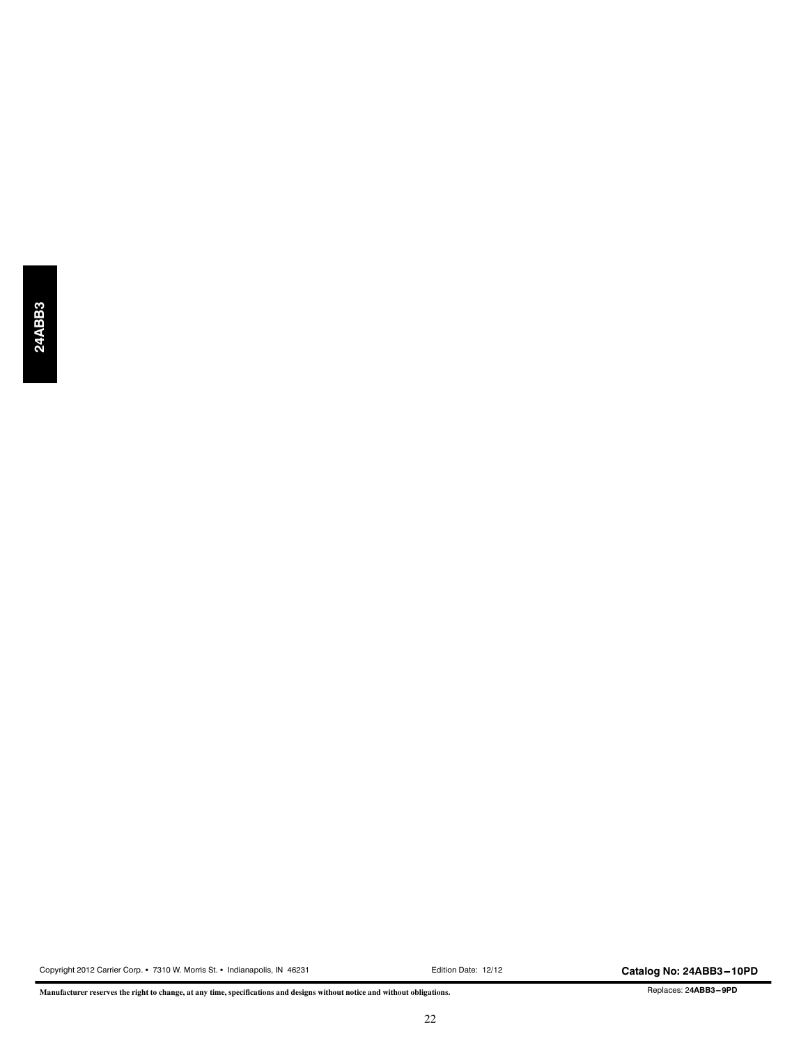Copyright 2012 Carrier Corp. • 7310 W. Morris St. • Indianapolis, IN 46231

Edition Date: 12/12

**Catalog No: 24ABB3−10PD**

**Manufacturer reserves the right to change, at any time, specifications and designs without notice and without obligations.**

Replaces: 2**4ABB3−9PD**